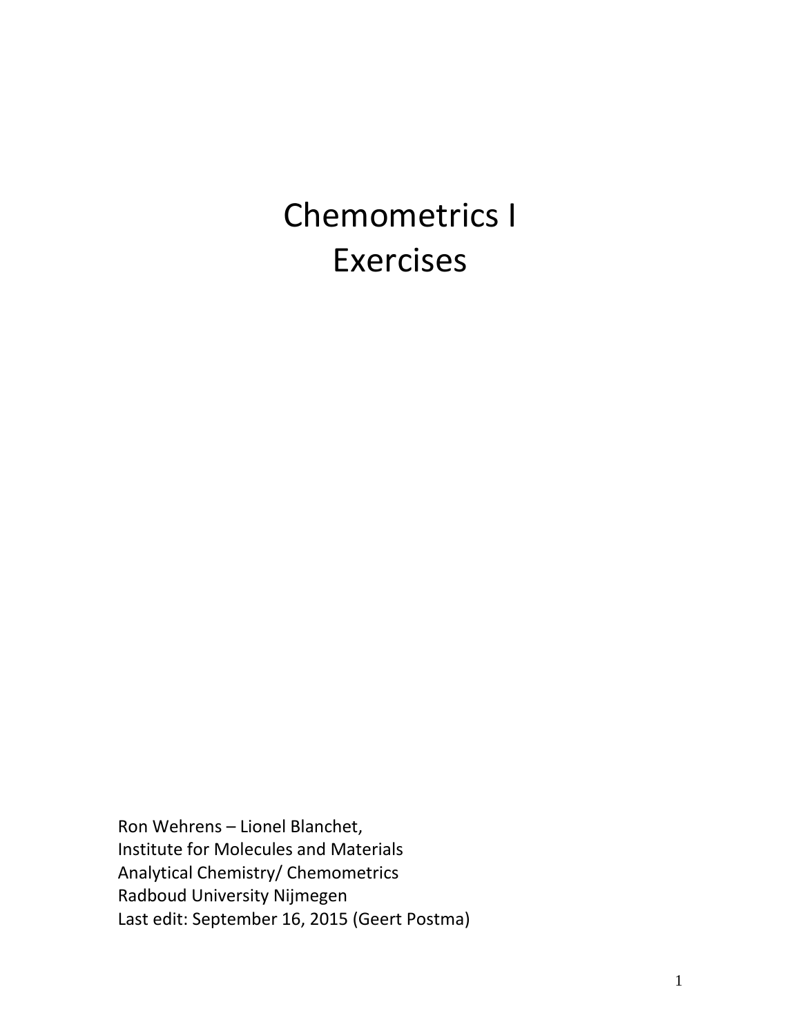# Chemometrics I
# Exercises

Ron Wehrens – Lionel Blanchet,
Institute for Molecules and Materials
Analytical Chemistry/ Chemometrics
Radboud University Nijmegen
Last edit: September 16, 2015 (Geert Postma)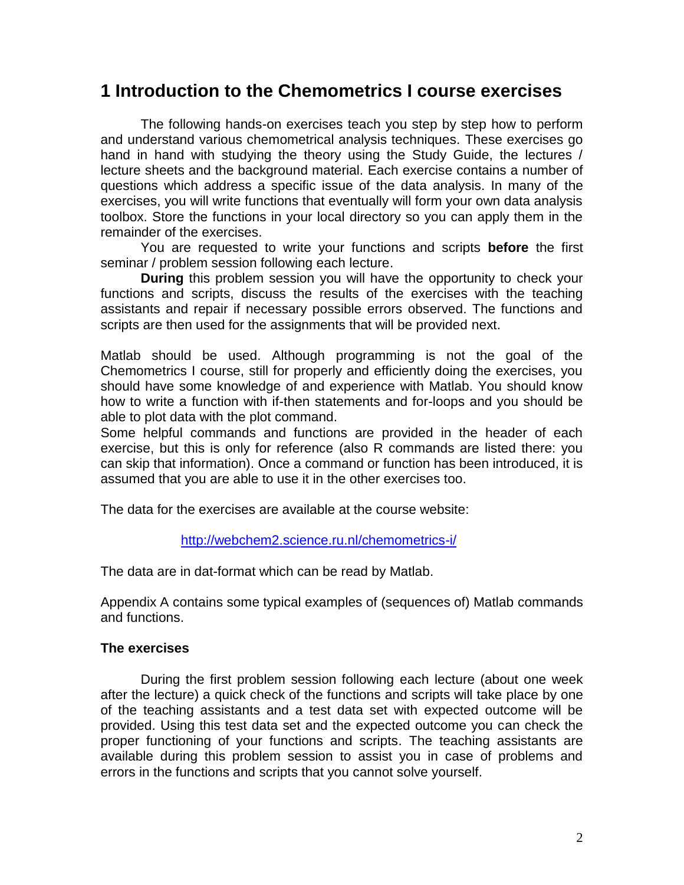# 1 Introduction to the Chemometrics I course exercises

The following hands-on exercises teach you step by step how to perform and understand various chemometrical analysis techniques. These exercises go hand in hand with studying the theory using the Study Guide, the lectures / lecture sheets and the background material. Each exercise contains a number of questions which address a specific issue of the data analysis. In many of the exercises, you will write functions that eventually will form your own data analysis toolbox. Store the functions in your local directory so you can apply them in the remainder of the exercises.

You are requested to write your functions and scripts **before** the first seminar / problem session following each lecture.

**During** this problem session you will have the opportunity to check your functions and scripts, discuss the results of the exercises with the teaching assistants and repair if necessary possible errors observed. The functions and scripts are then used for the assignments that will be provided next.

Matlab should be used. Although programming is not the goal of the Chemometrics I course, still for properly and efficiently doing the exercises, you should have some knowledge of and experience with Matlab. You should know how to write a function with if-then statements and for-loops and you should be able to plot data with the plot command.
Some helpful commands and functions are provided in the header of each exercise, but this is only for reference (also R commands are listed there: you can skip that information). Once a command or function has been introduced, it is assumed that you are able to use it in the other exercises too.

The data for the exercises are available at the course website:

http://webchem2.science.ru.nl/chemometrics-i/

The data are in dat-format which can be read by Matlab.

Appendix A contains some typical examples of (sequences of) Matlab commands and functions.

**The exercises**

During the first problem session following each lecture (about one week after the lecture) a quick check of the functions and scripts will take place by one of the teaching assistants and a test data set with expected outcome will be provided. Using this test data set and the expected outcome you can check the proper functioning of your functions and scripts. The teaching assistants are available during this problem session to assist you in case of problems and errors in the functions and scripts that you cannot solve yourself.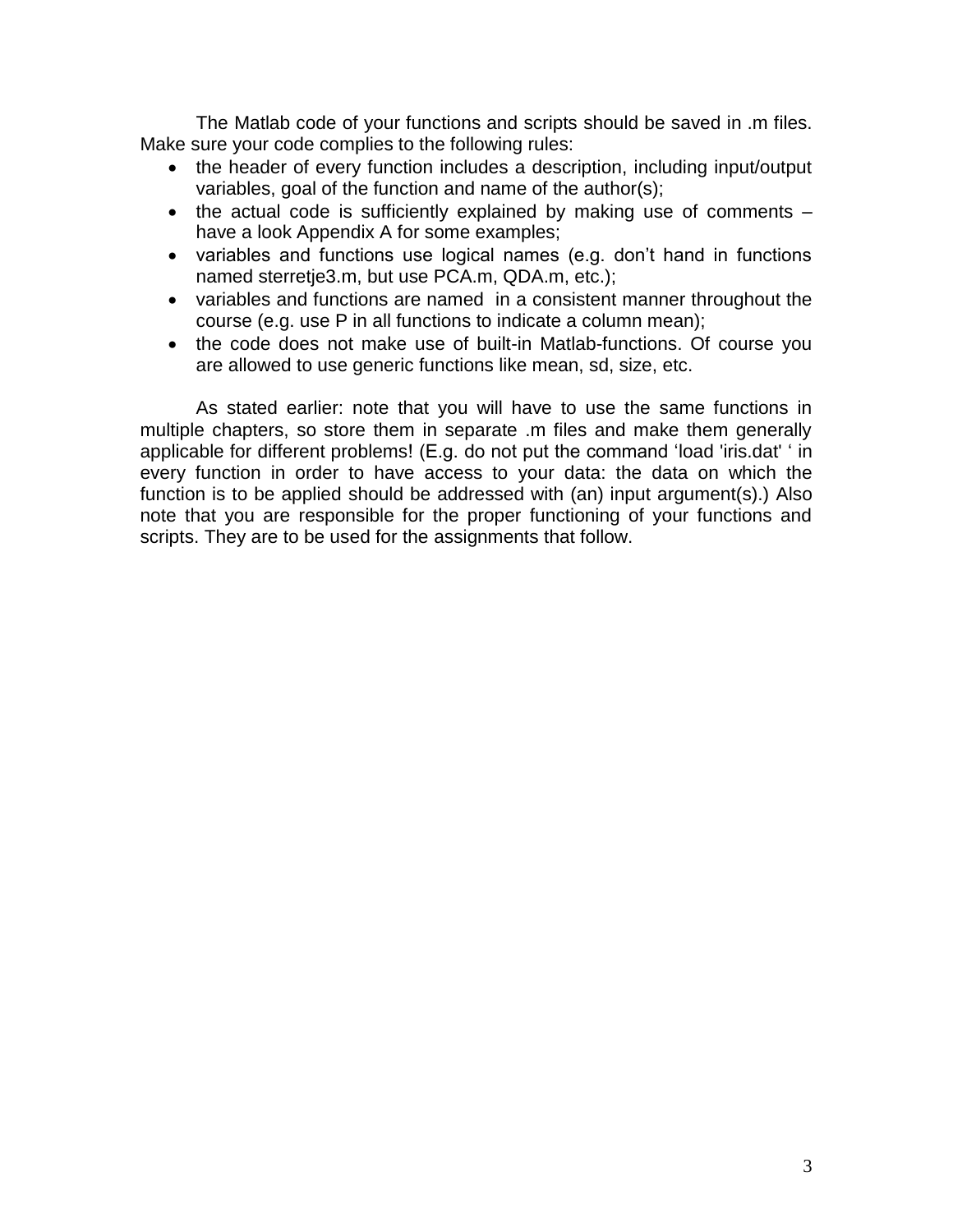The Matlab code of your functions and scripts should be saved in .m files. Make sure your code complies to the following rules:

- the header of every function includes a description, including input/output variables, goal of the function and name of the author(s);
- the actual code is sufficiently explained by making use of comments – have a look Appendix A for some examples;
- variables and functions use logical names (e.g. don't hand in functions named sterretje3.m, but use PCA.m, QDA.m, etc.);
- variables and functions are named in a consistent manner throughout the course (e.g. use P in all functions to indicate a column mean);
- the code does not make use of built-in Matlab-functions. Of course you are allowed to use generic functions like mean, sd, size, etc.

As stated earlier: note that you will have to use the same functions in multiple chapters, so store them in separate .m files and make them generally applicable for different problems! (E.g. do not put the command 'load 'iris.dat' ' in every function in order to have access to your data: the data on which the function is to be applied should be addressed with (an) input argument(s).) Also note that you are responsible for the proper functioning of your functions and scripts. They are to be used for the assignments that follow.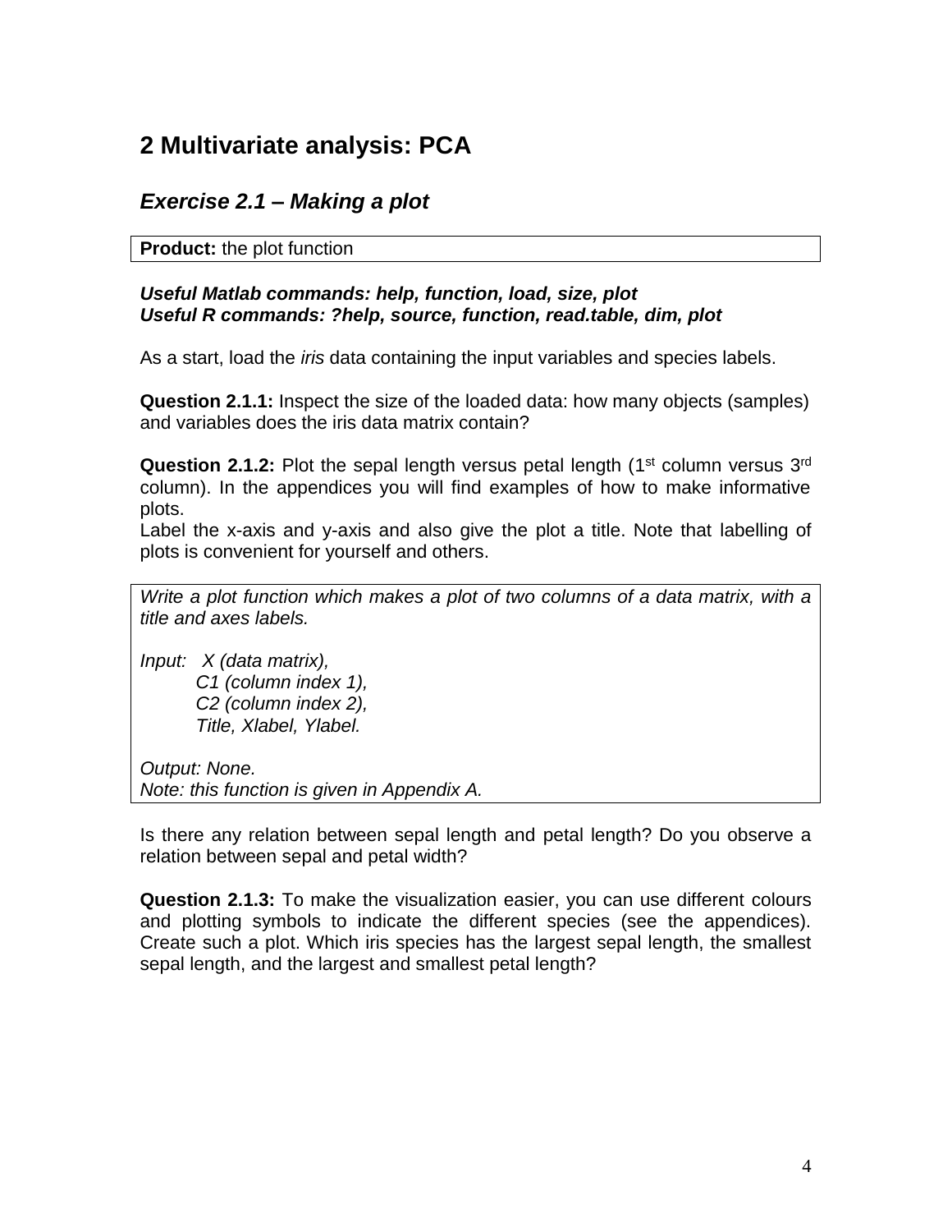# 2 Multivariate analysis: PCA

## *Exercise 2.1 – Making a plot*

| **Product:** the plot function |
| --- |

***Useful Matlab commands: help, function, load, size, plot***
***Useful R commands: ?help, source, function, read.table, dim, plot***

As a start, load the *iris* data containing the input variables and species labels.

**Question 2.1.1:** Inspect the size of the loaded data: how many objects (samples) and variables does the iris data matrix contain?

**Question 2.1.2:** Plot the sepal length versus petal length (1st column versus 3rd column). In the appendices you will find examples of how to make informative plots.
Label the x-axis and y-axis and also give the plot a title. Note that labelling of plots is convenient for yourself and others.

*Write a plot function which makes a plot of two columns of a data matrix, with a title and axes labels.*

*Input: X (data matrix),*
*C1 (column index 1),*
*C2 (column index 2),*
*Title, Xlabel, Ylabel.*

*Output: None.*
*Note: this function is given in Appendix A.*

Is there any relation between sepal length and petal length? Do you observe a relation between sepal and petal width?

**Question 2.1.3:** To make the visualization easier, you can use different colours and plotting symbols to indicate the different species (see the appendices). Create such a plot. Which iris species has the largest sepal length, the smallest sepal length, and the largest and smallest petal length?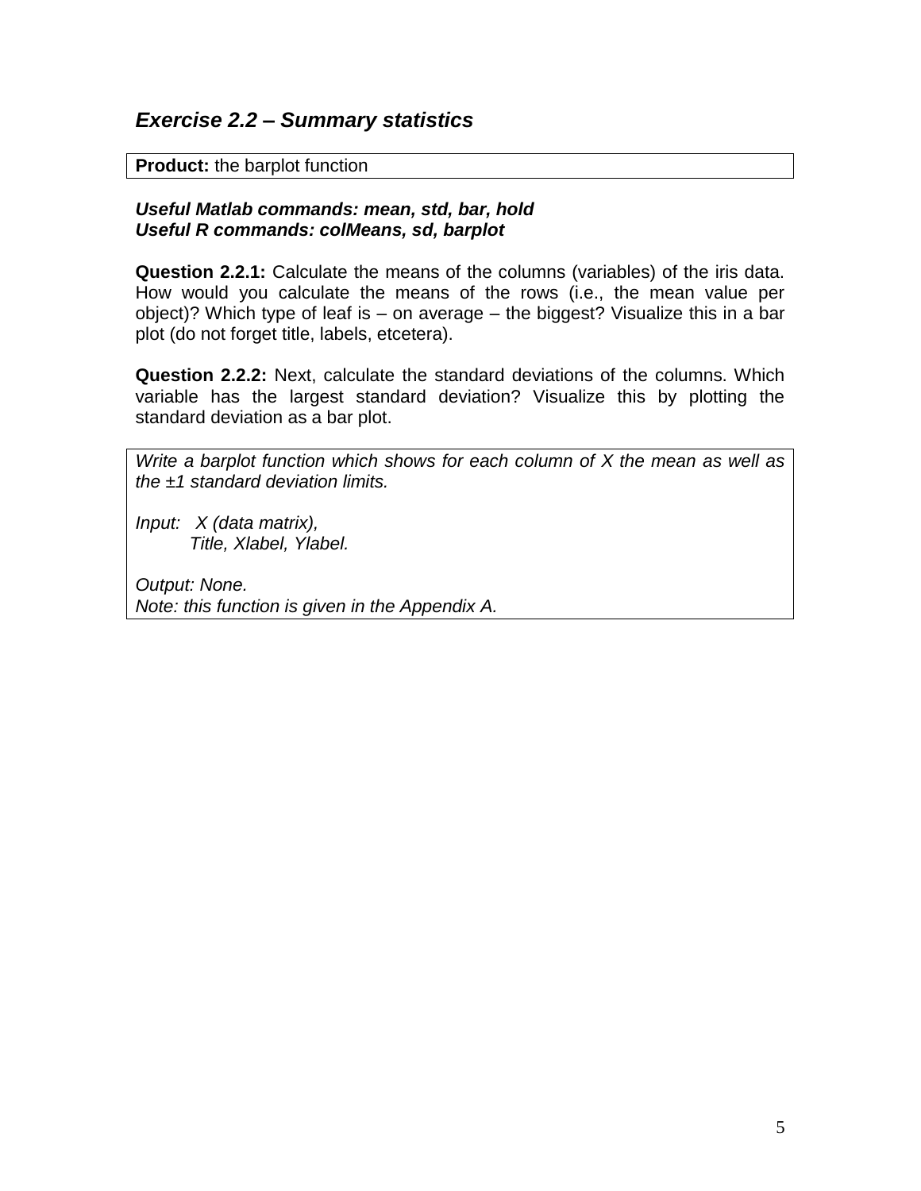## *Exercise 2.2 – Summary statistics*

**Product:** the barplot function

***Useful Matlab commands: mean, std, bar, hold***
***Useful R commands: colMeans, sd, barplot***

**Question 2.2.1:** Calculate the means of the columns (variables) of the iris data. How would you calculate the means of the rows (i.e., the mean value per object)? Which type of leaf is – on average – the biggest? Visualize this in a bar plot (do not forget title, labels, etcetera).

**Question 2.2.2:** Next, calculate the standard deviations of the columns. Which variable has the largest standard deviation? Visualize this by plotting the standard deviation as a bar plot.

*Write a barplot function which shows for each column of X the mean as well as the ±1 standard deviation limits.*

*Input: X (data matrix),*
*Title, Xlabel, Ylabel.*

*Output: None.*
*Note: this function is given in the Appendix A.*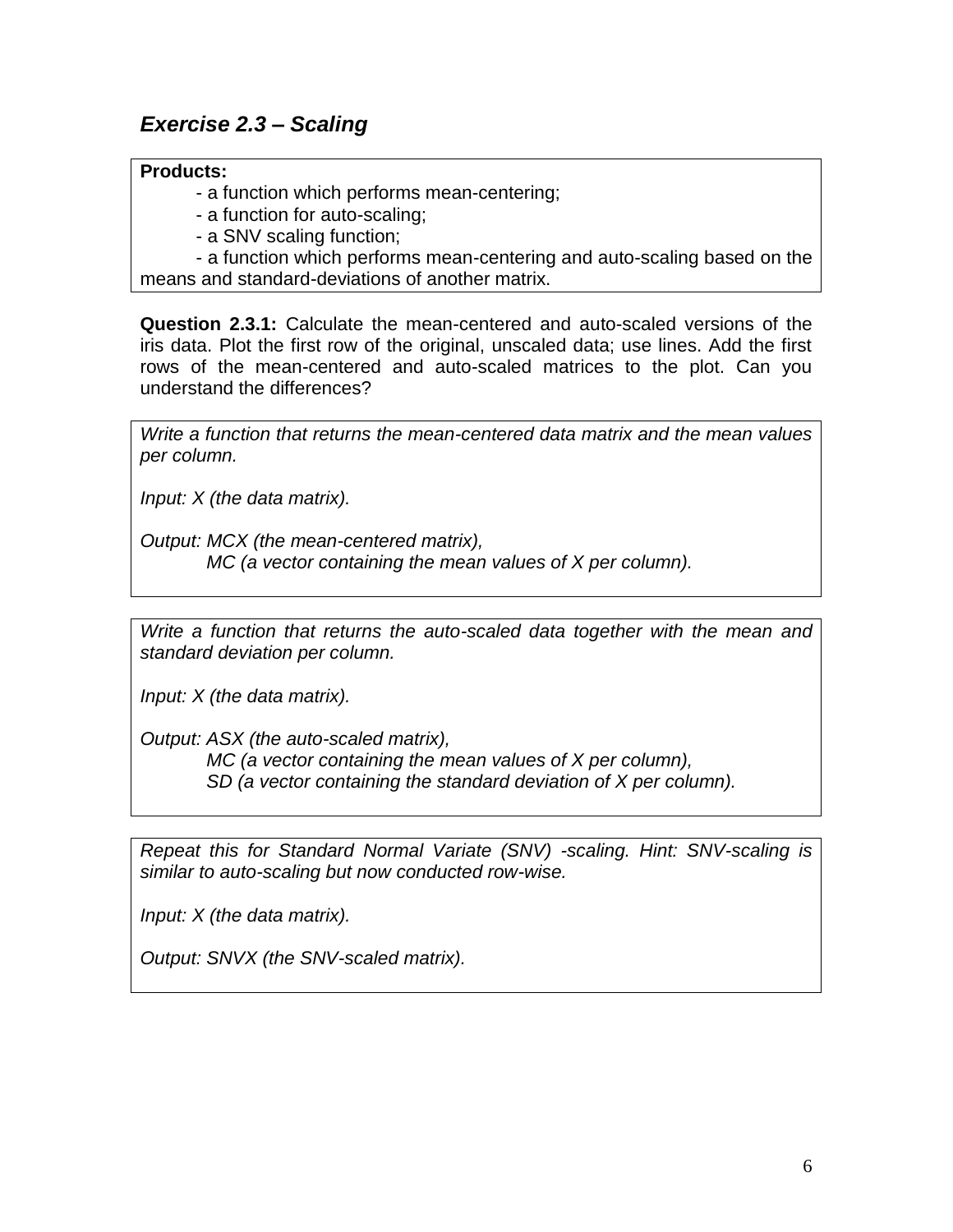### *Exercise 2.3 – Scaling*

**Products:**

- a function which performs mean-centering;
- a function for auto-scaling;
- a SNV scaling function;
- a function which performs mean-centering and auto-scaling based on the means and standard-deviations of another matrix.

**Question 2.3.1:** Calculate the mean-centered and auto-scaled versions of the iris data. Plot the first row of the original, unscaled data; use lines. Add the first rows of the mean-centered and auto-scaled matrices to the plot. Can you understand the differences?

*Write a function that returns the mean-centered data matrix and the mean values per column.*

*Input: X (the data matrix).*

*Output: MCX (the mean-centered matrix),*
*MC (a vector containing the mean values of X per column).*

*Write a function that returns the auto-scaled data together with the mean and standard deviation per column.*

*Input: X (the data matrix).*

*Output: ASX (the auto-scaled matrix),*
*MC (a vector containing the mean values of X per column),*
*SD (a vector containing the standard deviation of X per column).*

*Repeat this for Standard Normal Variate (SNV) -scaling. Hint: SNV-scaling is similar to auto-scaling but now conducted row-wise.*

*Input: X (the data matrix).*

*Output: SNVX (the SNV-scaled matrix).*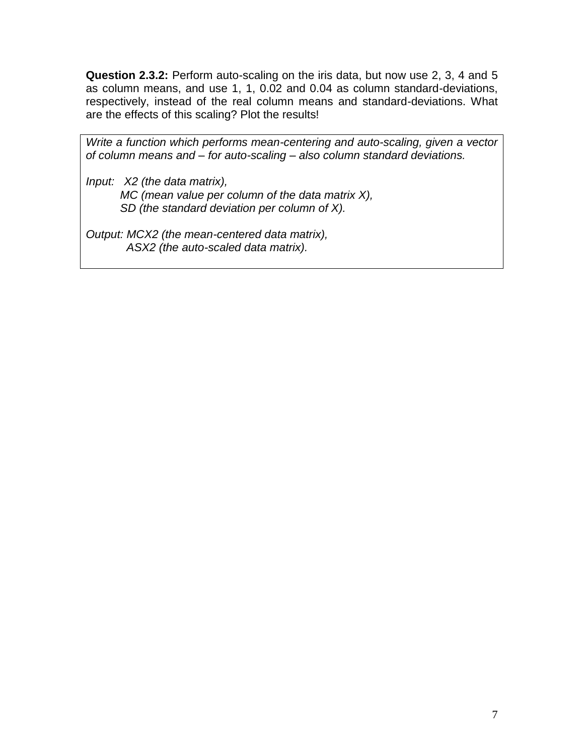**Question 2.3.2:** Perform auto-scaling on the iris data, but now use 2, 3, 4 and 5 as column means, and use 1, 1, 0.02 and 0.04 as column standard-deviations, respectively, instead of the real column means and standard-deviations. What are the effects of this scaling? Plot the results!

> *Write a function which performs mean-centering and auto-scaling, given a vector of column means and – for auto-scaling – also column standard deviations.*
>
> *Input: X2 (the data matrix),*
> *MC (mean value per column of the data matrix X),*
> *SD (the standard deviation per column of X).*
>
> *Output: MCX2 (the mean-centered data matrix),*
> *ASX2 (the auto-scaled data matrix).*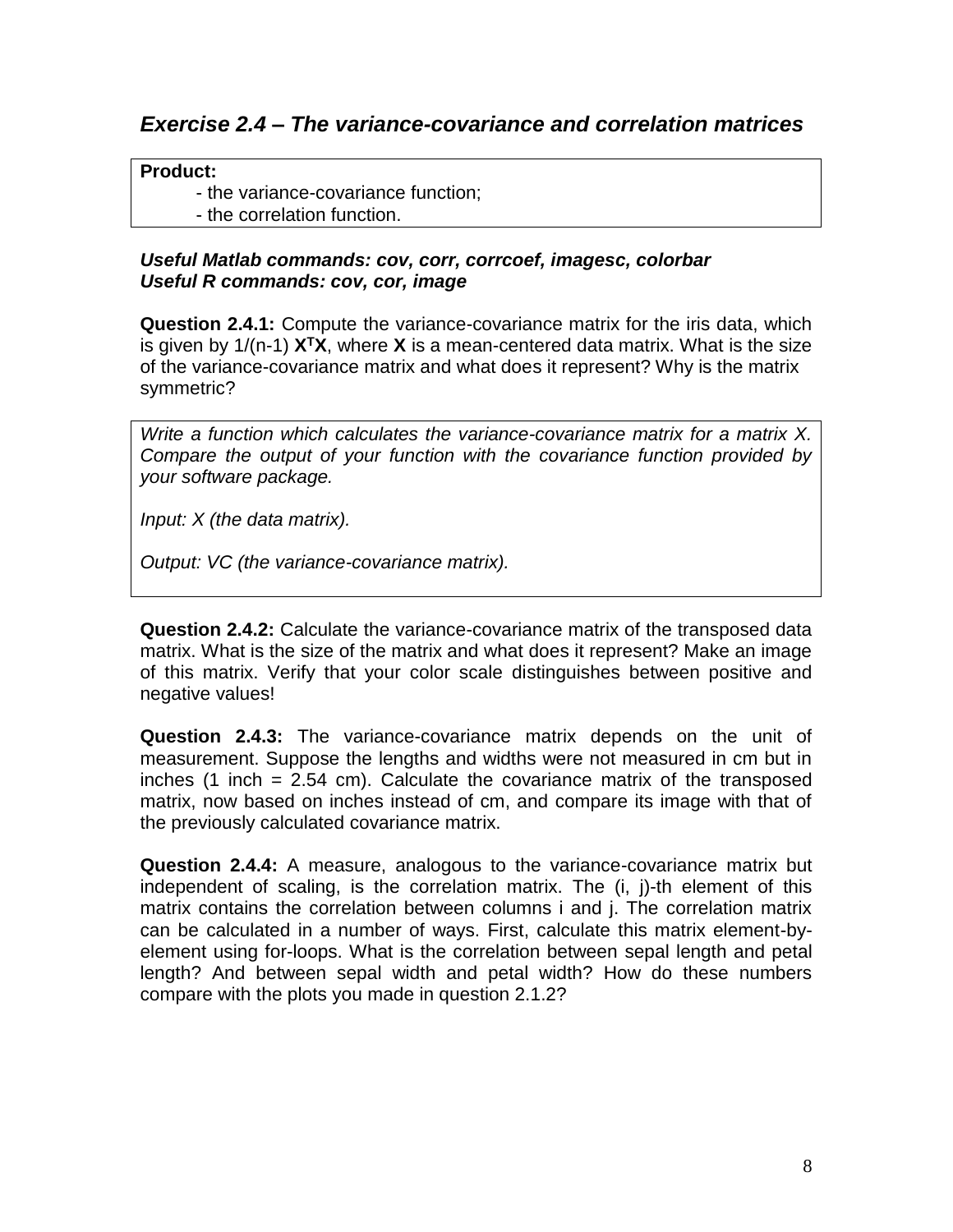## *Exercise 2.4 – The variance-covariance and correlation matrices*

> **Product:**
> - the variance-covariance function;
> - the correlation function.

***Useful Matlab commands: cov, corr, corrcoef, imagesc, colorbar***
***Useful R commands: cov, cor, image***

**Question 2.4.1:** Compute the variance-covariance matrix for the iris data, which is given by 1/(n-1) $\mathbf{X}^T\mathbf{X}$, where **X** is a mean-centered data matrix. What is the size of the variance-covariance matrix and what does it represent? Why is the matrix symmetric?

> *Write a function which calculates the variance-covariance matrix for a matrix X. Compare the output of your function with the covariance function provided by your software package.*
>
> *Input: X (the data matrix).*
>
> *Output: VC (the variance-covariance matrix).*

**Question 2.4.2:** Calculate the variance-covariance matrix of the transposed data matrix. What is the size of the matrix and what does it represent? Make an image of this matrix. Verify that your color scale distinguishes between positive and negative values!

**Question 2.4.3:** The variance-covariance matrix depends on the unit of measurement. Suppose the lengths and widths were not measured in cm but in inches (1 inch = 2.54 cm). Calculate the covariance matrix of the transposed matrix, now based on inches instead of cm, and compare its image with that of the previously calculated covariance matrix.

**Question 2.4.4:** A measure, analogous to the variance-covariance matrix but independent of scaling, is the correlation matrix. The (i, j)-th element of this matrix contains the correlation between columns i and j. The correlation matrix can be calculated in a number of ways. First, calculate this matrix element-by-element using for-loops. What is the correlation between sepal length and petal length? And between sepal width and petal width? How do these numbers compare with the plots you made in question 2.1.2?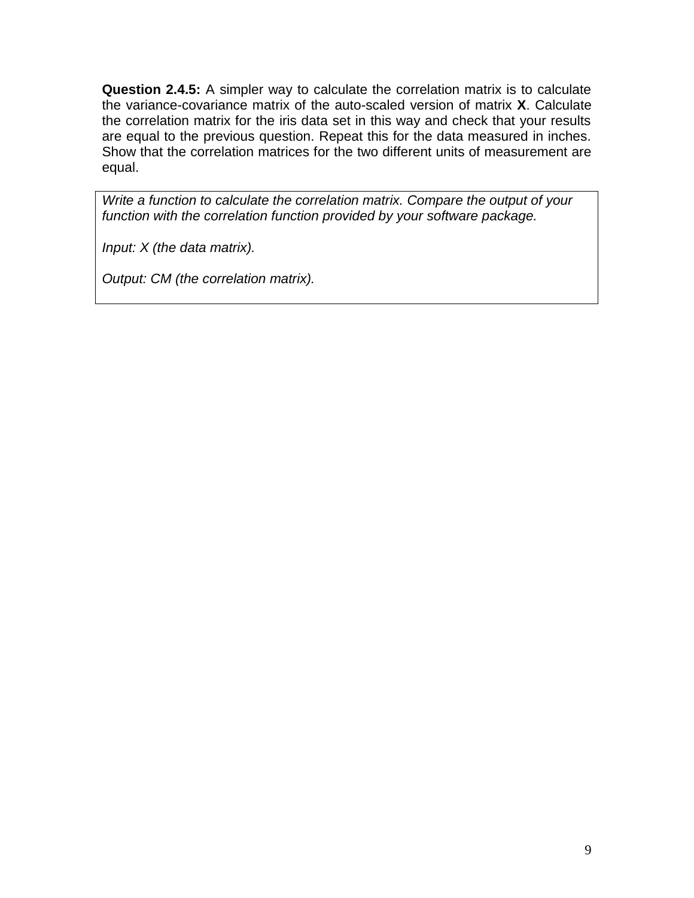**Question 2.4.5:** A simpler way to calculate the correlation matrix is to calculate the variance-covariance matrix of the auto-scaled version of matrix **X**. Calculate the correlation matrix for the iris data set in this way and check that your results are equal to the previous question. Repeat this for the data measured in inches. Show that the correlation matrices for the two different units of measurement are equal.

> *Write a function to calculate the correlation matrix. Compare the output of your function with the correlation function provided by your software package.*
>
> *Input: X (the data matrix).*
>
> *Output: CM (the correlation matrix).*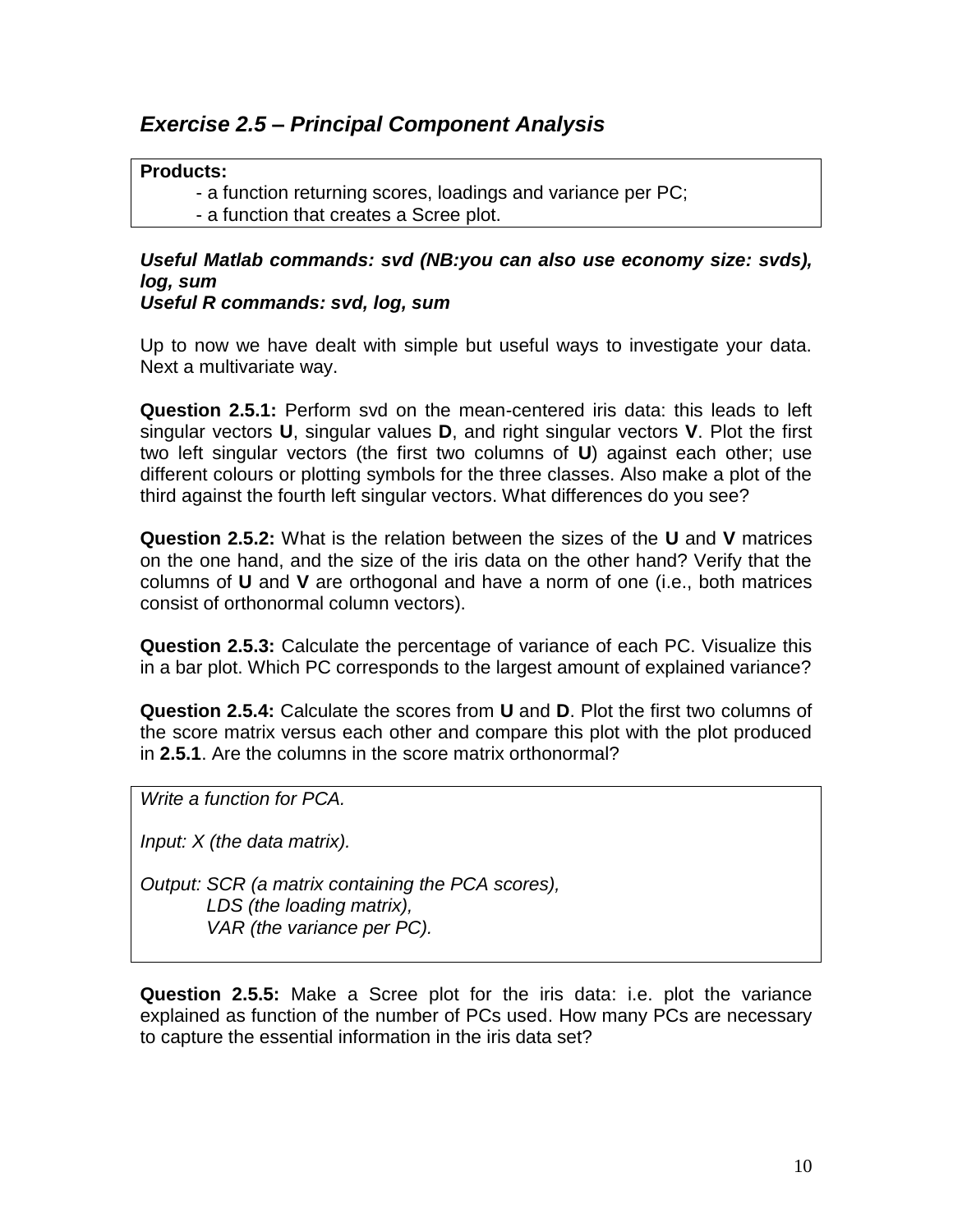## *Exercise 2.5 – Principal Component Analysis*

**Products:**

- a function returning scores, loadings and variance per PC;
- a function that creates a Scree plot.

***Useful Matlab commands: svd (NB:you can also use economy size: svds), log, sum***
***Useful R commands: svd, log, sum***

Up to now we have dealt with simple but useful ways to investigate your data. Next a multivariate way.

**Question 2.5.1:** Perform svd on the mean-centered iris data: this leads to left singular vectors **U**, singular values **D**, and right singular vectors **V**. Plot the first two left singular vectors (the first two columns of **U**) against each other; use different colours or plotting symbols for the three classes. Also make a plot of the third against the fourth left singular vectors. What differences do you see?

**Question 2.5.2:** What is the relation between the sizes of the **U** and **V** matrices on the one hand, and the size of the iris data on the other hand? Verify that the columns of **U** and **V** are orthogonal and have a norm of one (i.e., both matrices consist of orthonormal column vectors).

**Question 2.5.3:** Calculate the percentage of variance of each PC. Visualize this in a bar plot. Which PC corresponds to the largest amount of explained variance?

**Question 2.5.4:** Calculate the scores from **U** and **D**. Plot the first two columns of the score matrix versus each other and compare this plot with the plot produced in **2.5.1**. Are the columns in the score matrix orthonormal?

*Write a function for PCA.*

*Input: X (the data matrix).*

*Output: SCR (a matrix containing the PCA scores),*
*LDS (the loading matrix),*
*VAR (the variance per PC).*

**Question 2.5.5:** Make a Scree plot for the iris data: i.e. plot the variance explained as function of the number of PCs used. How many PCs are necessary to capture the essential information in the iris data set?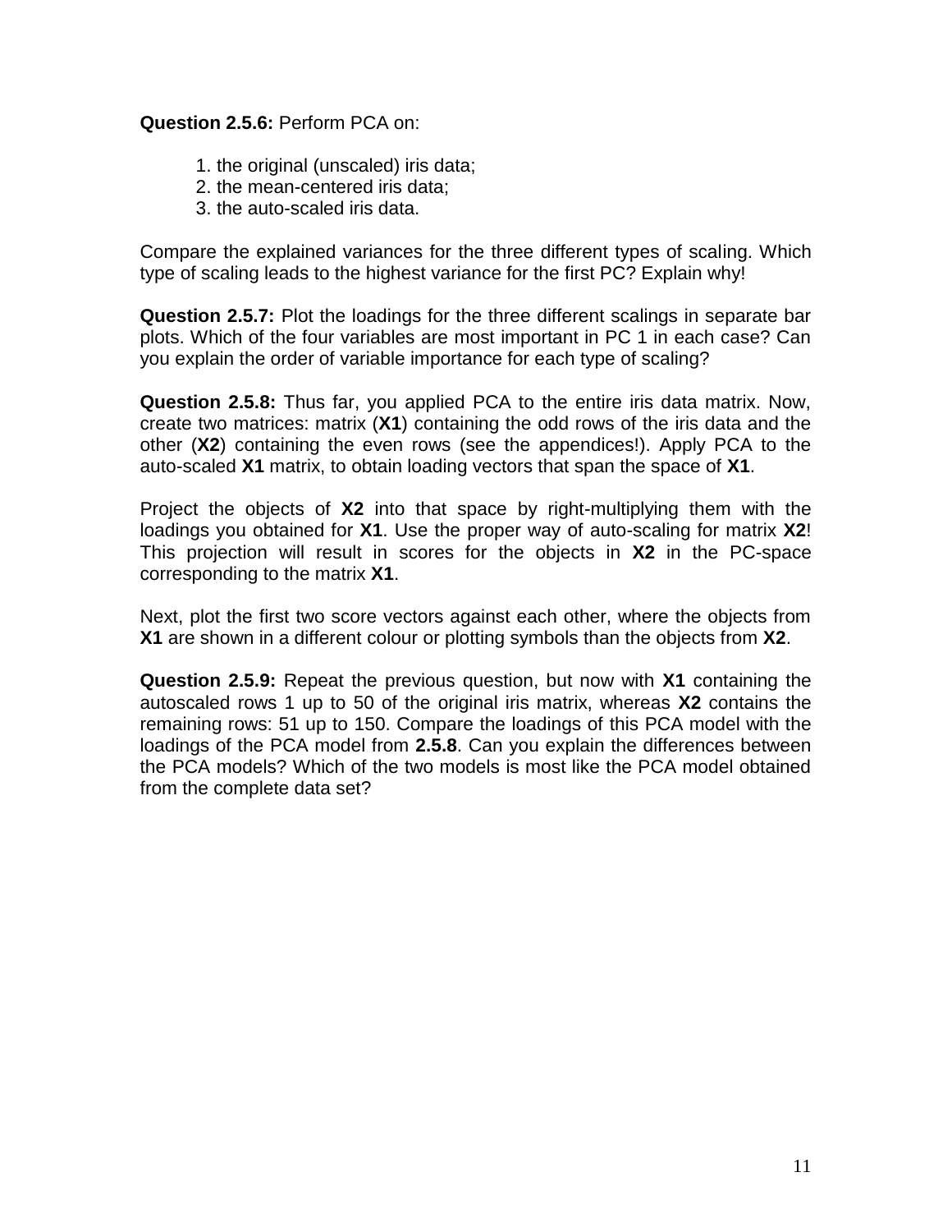**Question 2.5.6:** Perform PCA on:

1. the original (unscaled) iris data;
2. the mean-centered iris data;
3. the auto-scaled iris data.

Compare the explained variances for the three different types of scaling. Which type of scaling leads to the highest variance for the first PC? Explain why!

**Question 2.5.7:** Plot the loadings for the three different scalings in separate bar plots. Which of the four variables are most important in PC 1 in each case? Can you explain the order of variable importance for each type of scaling?

**Question 2.5.8:** Thus far, you applied PCA to the entire iris data matrix. Now, create two matrices: matrix (**X1**) containing the odd rows of the iris data and the other (**X2**) containing the even rows (see the appendices!). Apply PCA to the auto-scaled **X1** matrix, to obtain loading vectors that span the space of **X1**.

Project the objects of **X2** into that space by right-multiplying them with the loadings you obtained for **X1**. Use the proper way of auto-scaling for matrix **X2**! This projection will result in scores for the objects in **X2** in the PC-space corresponding to the matrix **X1**.

Next, plot the first two score vectors against each other, where the objects from **X1** are shown in a different colour or plotting symbols than the objects from **X2**.

**Question 2.5.9:** Repeat the previous question, but now with **X1** containing the autoscaled rows 1 up to 50 of the original iris matrix, whereas **X2** contains the remaining rows: 51 up to 150. Compare the loadings of this PCA model with the loadings of the PCA model from **2.5.8**. Can you explain the differences between the PCA models? Which of the two models is most like the PCA model obtained from the complete data set?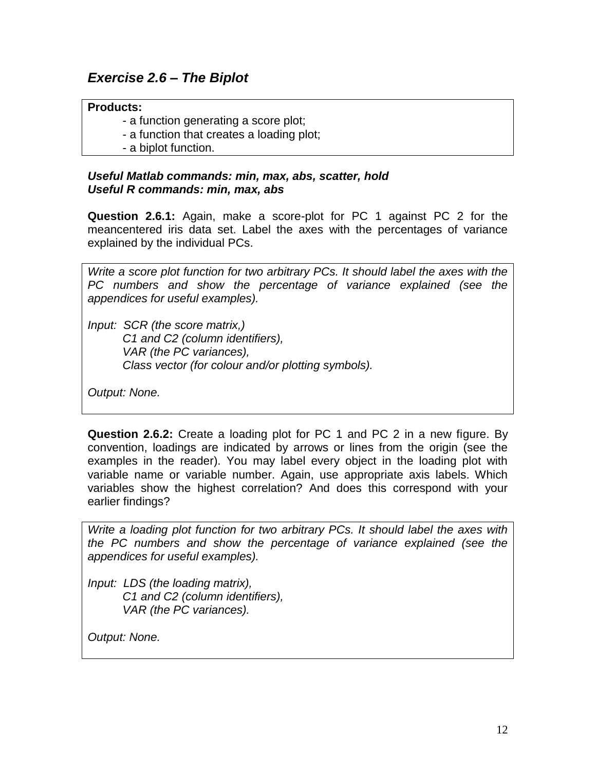## *Exercise 2.6 – The Biplot*

**Products:**

- a function generating a score plot;
- a function that creates a loading plot;
- a biplot function.

***Useful Matlab commands: min, max, abs, scatter, hold***
***Useful R commands: min, max, abs***

**Question 2.6.1:** Again, make a score-plot for PC 1 against PC 2 for the meancentered iris data set. Label the axes with the percentages of variance explained by the individual PCs.

*Write a score plot function for two arbitrary PCs. It should label the axes with the PC numbers and show the percentage of variance explained (see the appendices for useful examples).*

*Input: SCR (the score matrix,)*
*C1 and C2 (column identifiers),*
*VAR (the PC variances),*
*Class vector (for colour and/or plotting symbols).*

*Output: None.*

**Question 2.6.2:** Create a loading plot for PC 1 and PC 2 in a new figure. By convention, loadings are indicated by arrows or lines from the origin (see the examples in the reader). You may label every object in the loading plot with variable name or variable number. Again, use appropriate axis labels. Which variables show the highest correlation? And does this correspond with your earlier findings?

*Write a loading plot function for two arbitrary PCs. It should label the axes with the PC numbers and show the percentage of variance explained (see the appendices for useful examples).*

*Input: LDS (the loading matrix),*
*C1 and C2 (column identifiers),*
*VAR (the PC variances).*

*Output: None.*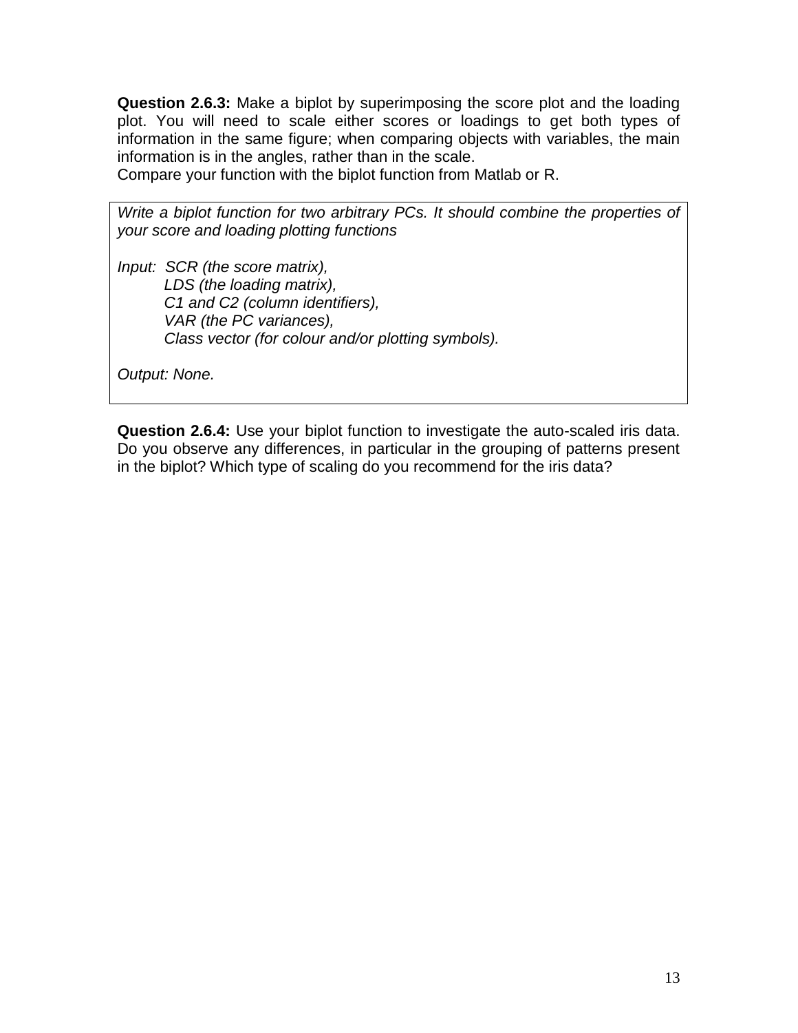**Question 2.6.3:** Make a biplot by superimposing the score plot and the loading plot. You will need to scale either scores or loadings to get both types of information in the same figure; when comparing objects with variables, the main information is in the angles, rather than in the scale.
Compare your function with the biplot function from Matlab or R.

> *Write a biplot function for two arbitrary PCs. It should combine the properties of your score and loading plotting functions*
>
> *Input: SCR (the score matrix),*
> *LDS (the loading matrix),*
> *C1 and C2 (column identifiers),*
> *VAR (the PC variances),*
> *Class vector (for colour and/or plotting symbols).*
>
> *Output: None.*

**Question 2.6.4:** Use your biplot function to investigate the auto-scaled iris data. Do you observe any differences, in particular in the grouping of patterns present in the biplot? Which type of scaling do you recommend for the iris data?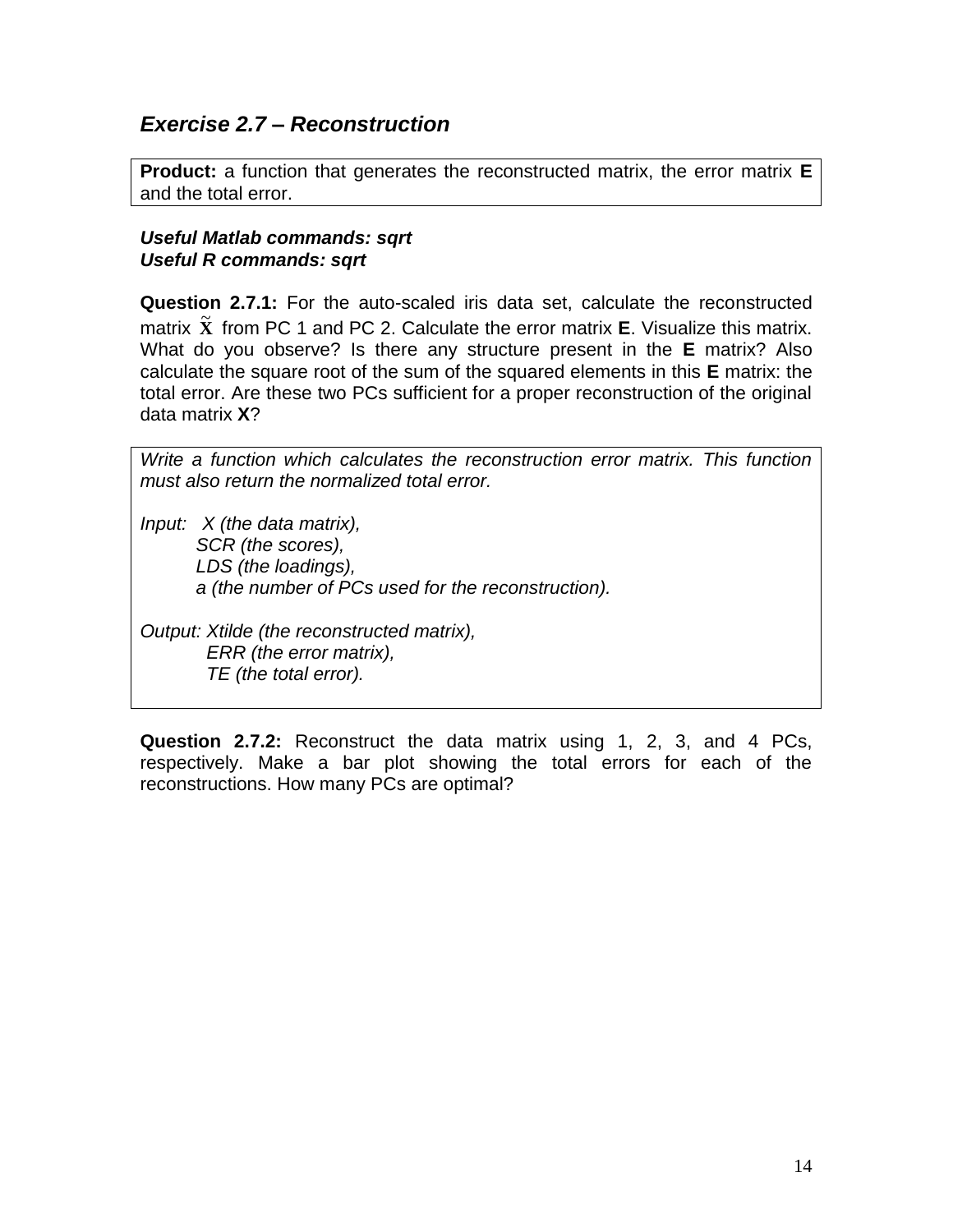### *Exercise 2.7 – Reconstruction*

**Product:** a function that generates the reconstructed matrix, the error matrix **E** and the total error.

***Useful Matlab commands: sqrt***
***Useful R commands: sqrt***

**Question 2.7.1:** For the auto-scaled iris data set, calculate the reconstructed matrix $\tilde{\mathbf{X}}$ from PC 1 and PC 2. Calculate the error matrix **E**. Visualize this matrix. What do you observe? Is there any structure present in the **E** matrix? Also calculate the square root of the sum of the squared elements in this **E** matrix: the total error. Are these two PCs sufficient for a proper reconstruction of the original data matrix **X**?

*Write a function which calculates the reconstruction error matrix. This function must also return the normalized total error.*

*Input: X (the data matrix),*
*SCR (the scores),*
*LDS (the loadings),*
*a (the number of PCs used for the reconstruction).*

*Output: Xtilde (the reconstructed matrix),*
*ERR (the error matrix),*
*TE (the total error).*

**Question 2.7.2:** Reconstruct the data matrix using 1, 2, 3, and 4 PCs, respectively. Make a bar plot showing the total errors for each of the reconstructions. How many PCs are optimal?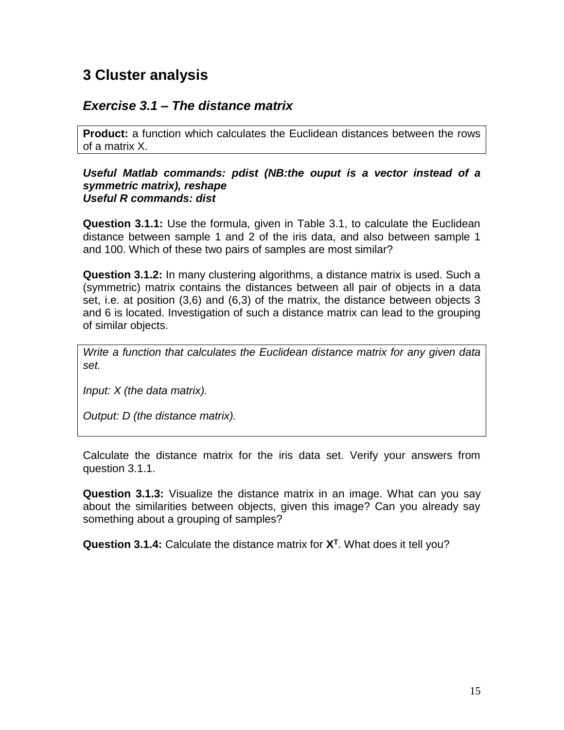# 3 Cluster analysis

## *Exercise 3.1 – The distance matrix*

**Product:** a function which calculates the Euclidean distances between the rows of a matrix X.

***Useful Matlab commands: pdist (NB:the ouput is a vector instead of a symmetric matrix), reshape***
***Useful R commands: dist***

**Question 3.1.1:** Use the formula, given in Table 3.1, to calculate the Euclidean distance between sample 1 and 2 of the iris data, and also between sample 1 and 100. Which of these two pairs of samples are most similar?

**Question 3.1.2:** In many clustering algorithms, a distance matrix is used. Such a (symmetric) matrix contains the distances between all pair of objects in a data set, i.e. at position (3,6) and (6,3) of the matrix, the distance between objects 3 and 6 is located. Investigation of such a distance matrix can lead to the grouping of similar objects.

*Write a function that calculates the Euclidean distance matrix for any given data set.*

*Input: X (the data matrix).*

*Output: D (the distance matrix).*

Calculate the distance matrix for the iris data set. Verify your answers from question 3.1.1.

**Question 3.1.3:** Visualize the distance matrix in an image. What can you say about the similarities between objects, given this image? Can you already say something about a grouping of samples?

**Question 3.1.4:** Calculate the distance matrix for $\mathbf{X}^\mathbf{T}$. What does it tell you?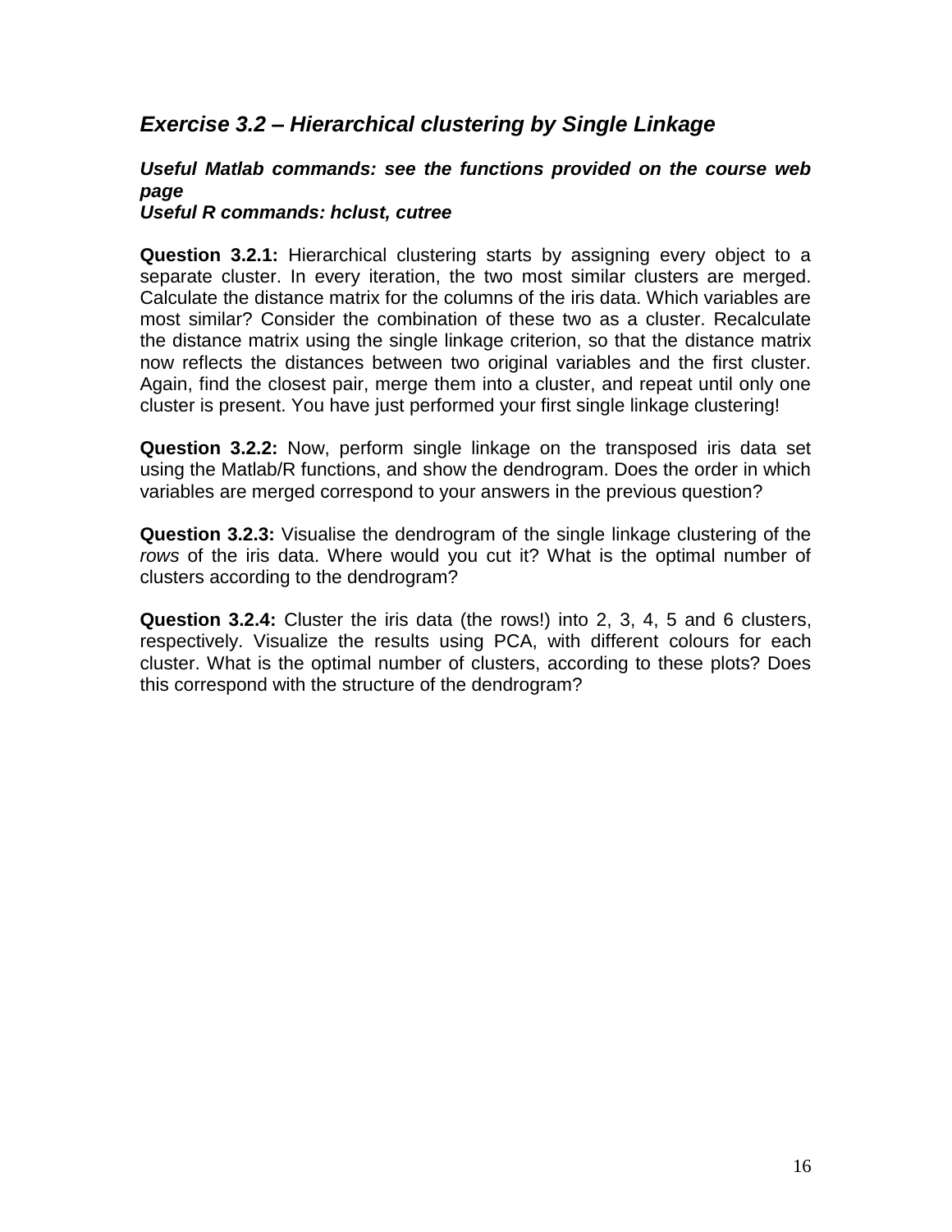## *Exercise 3.2 – Hierarchical clustering by Single Linkage*

***Useful Matlab commands: see the functions provided on the course web page***
***Useful R commands: hclust, cutree***

**Question 3.2.1:** Hierarchical clustering starts by assigning every object to a separate cluster. In every iteration, the two most similar clusters are merged. Calculate the distance matrix for the columns of the iris data. Which variables are most similar? Consider the combination of these two as a cluster. Recalculate the distance matrix using the single linkage criterion, so that the distance matrix now reflects the distances between two original variables and the first cluster. Again, find the closest pair, merge them into a cluster, and repeat until only one cluster is present. You have just performed your first single linkage clustering!

**Question 3.2.2:** Now, perform single linkage on the transposed iris data set using the Matlab/R functions, and show the dendrogram. Does the order in which variables are merged correspond to your answers in the previous question?

**Question 3.2.3:** Visualise the dendrogram of the single linkage clustering of the *rows* of the iris data. Where would you cut it? What is the optimal number of clusters according to the dendrogram?

**Question 3.2.4:** Cluster the iris data (the rows!) into 2, 3, 4, 5 and 6 clusters, respectively. Visualize the results using PCA, with different colours for each cluster. What is the optimal number of clusters, according to these plots? Does this correspond with the structure of the dendrogram?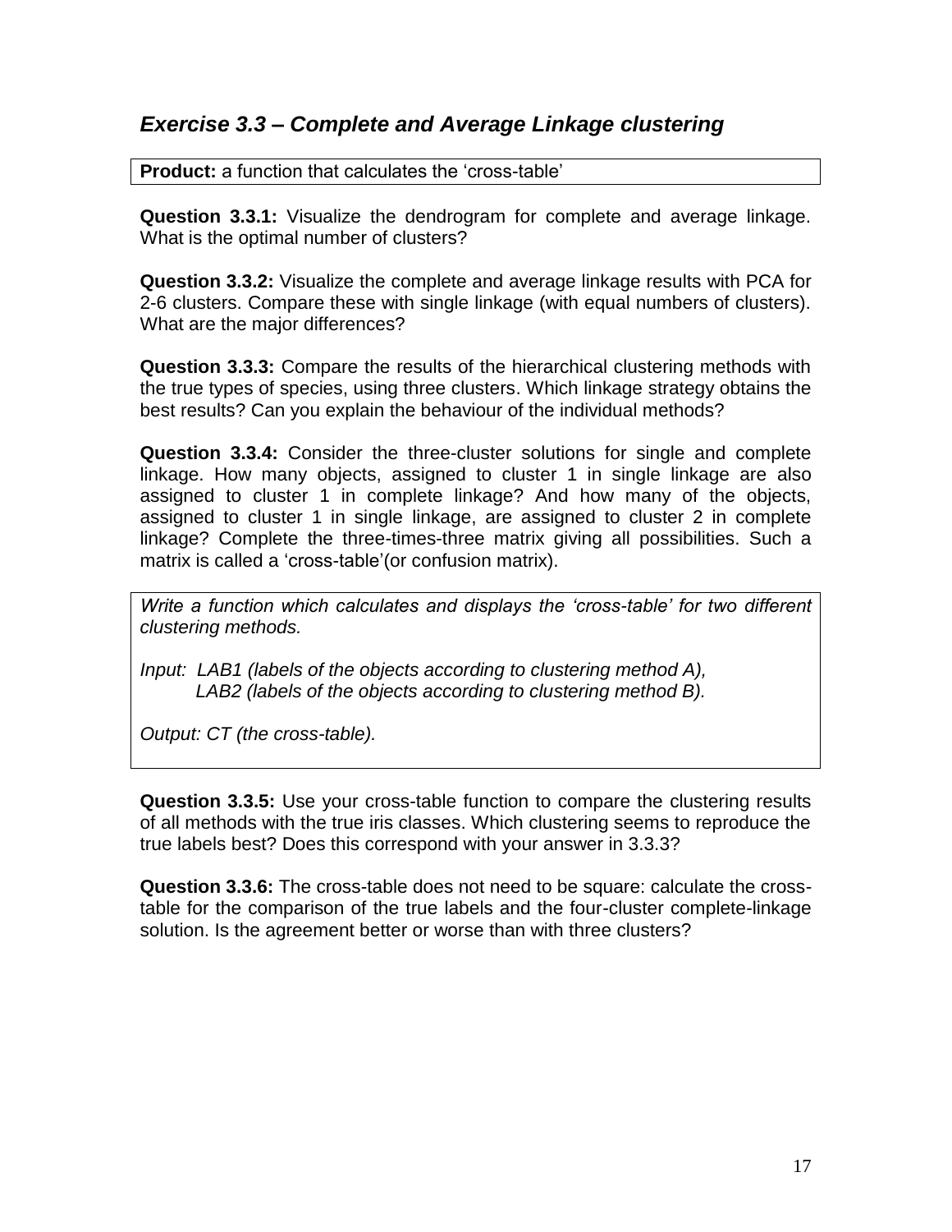## *Exercise 3.3 – Complete and Average Linkage clustering*

**Product:** a function that calculates the 'cross-table'

**Question 3.3.1:** Visualize the dendrogram for complete and average linkage. What is the optimal number of clusters?

**Question 3.3.2:** Visualize the complete and average linkage results with PCA for 2-6 clusters. Compare these with single linkage (with equal numbers of clusters). What are the major differences?

**Question 3.3.3:** Compare the results of the hierarchical clustering methods with the true types of species, using three clusters. Which linkage strategy obtains the best results? Can you explain the behaviour of the individual methods?

**Question 3.3.4:** Consider the three-cluster solutions for single and complete linkage. How many objects, assigned to cluster 1 in single linkage are also assigned to cluster 1 in complete linkage? And how many of the objects, assigned to cluster 1 in single linkage, are assigned to cluster 2 in complete linkage? Complete the three-times-three matrix giving all possibilities. Such a matrix is called a 'cross-table'(or confusion matrix).

*Write a function which calculates and displays the 'cross-table' for two different clustering methods.*

*Input: LAB1 (labels of the objects according to clustering method A),*
*LAB2 (labels of the objects according to clustering method B).*

*Output: CT (the cross-table).*

**Question 3.3.5:** Use your cross-table function to compare the clustering results of all methods with the true iris classes. Which clustering seems to reproduce the true labels best? Does this correspond with your answer in 3.3.3?

**Question 3.3.6:** The cross-table does not need to be square: calculate the cross-table for the comparison of the true labels and the four-cluster complete-linkage solution. Is the agreement better or worse than with three clusters?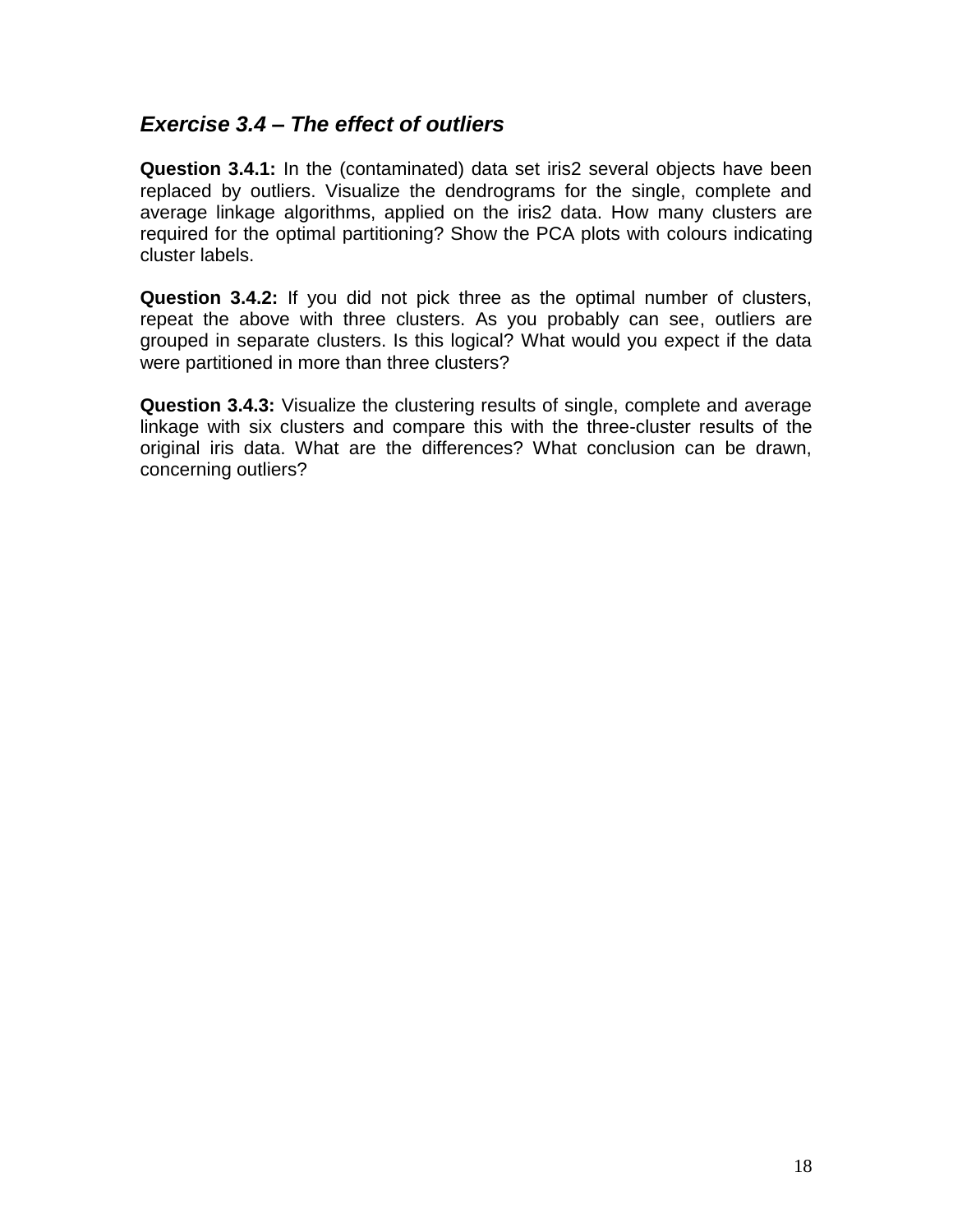### *Exercise 3.4 – The effect of outliers*

**Question 3.4.1:** In the (contaminated) data set iris2 several objects have been replaced by outliers. Visualize the dendrograms for the single, complete and average linkage algorithms, applied on the iris2 data. How many clusters are required for the optimal partitioning? Show the PCA plots with colours indicating cluster labels.

**Question 3.4.2:** If you did not pick three as the optimal number of clusters, repeat the above with three clusters. As you probably can see, outliers are grouped in separate clusters. Is this logical? What would you expect if the data were partitioned in more than three clusters?

**Question 3.4.3:** Visualize the clustering results of single, complete and average linkage with six clusters and compare this with the three-cluster results of the original iris data. What are the differences? What conclusion can be drawn, concerning outliers?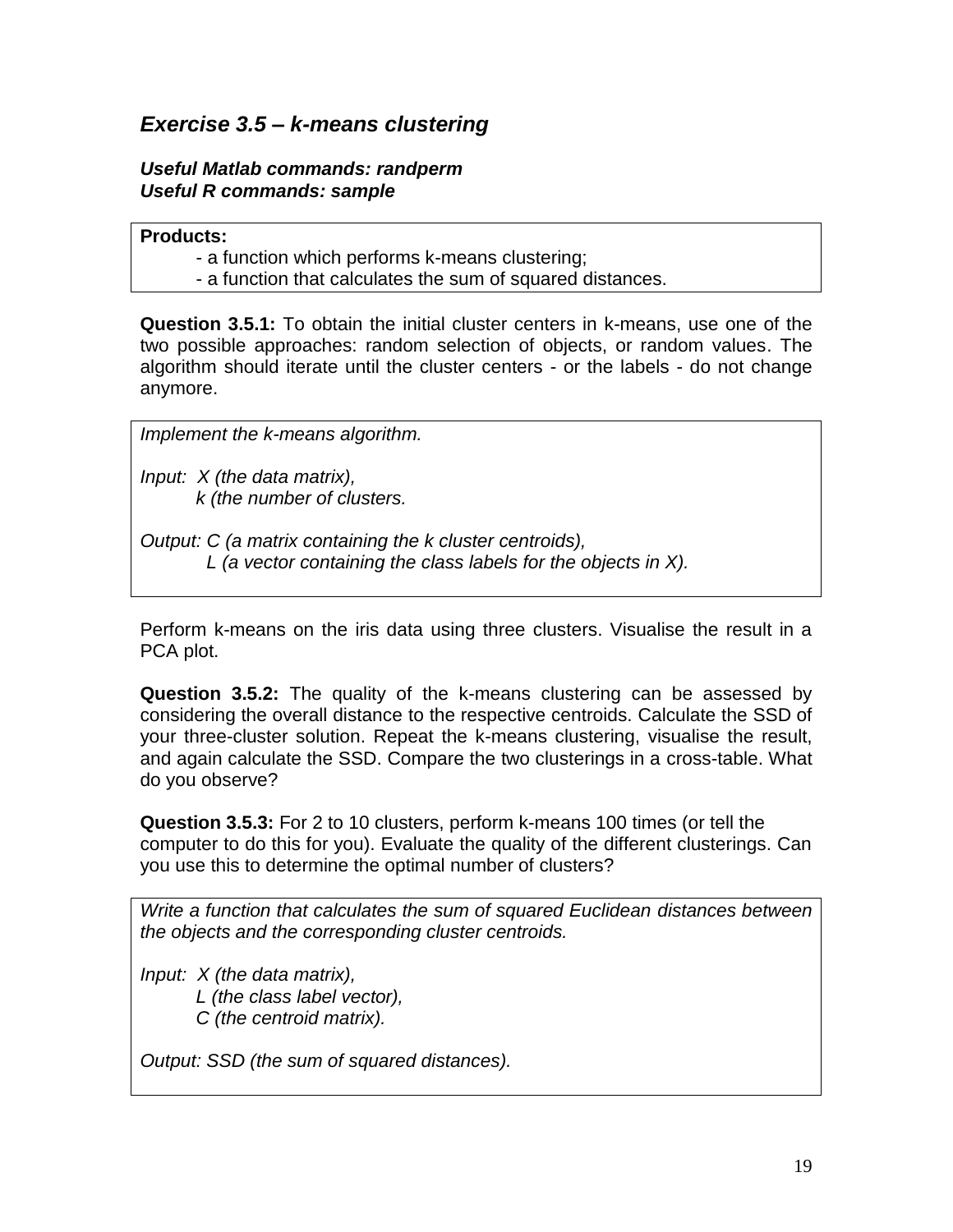## *Exercise 3.5 – k-means clustering*

***Useful Matlab commands: randperm***
***Useful R commands: sample***

**Products:**

- a function which performs k-means clustering;
- a function that calculates the sum of squared distances.

**Question 3.5.1:** To obtain the initial cluster centers in k-means, use one of the two possible approaches: random selection of objects, or random values. The algorithm should iterate until the cluster centers - or the labels - do not change anymore.

*Implement the k-means algorithm.*

*Input: X (the data matrix),*
*k (the number of clusters.*

*Output: C (a matrix containing the k cluster centroids),*
*L (a vector containing the class labels for the objects in X).*

Perform k-means on the iris data using three clusters. Visualise the result in a PCA plot.

**Question 3.5.2:** The quality of the k-means clustering can be assessed by considering the overall distance to the respective centroids. Calculate the SSD of your three-cluster solution. Repeat the k-means clustering, visualise the result, and again calculate the SSD. Compare the two clusterings in a cross-table. What do you observe?

**Question 3.5.3:** For 2 to 10 clusters, perform k-means 100 times (or tell the computer to do this for you). Evaluate the quality of the different clusterings. Can you use this to determine the optimal number of clusters?

*Write a function that calculates the sum of squared Euclidean distances between the objects and the corresponding cluster centroids.*

*Input: X (the data matrix),*
*L (the class label vector),*
*C (the centroid matrix).*

*Output: SSD (the sum of squared distances).*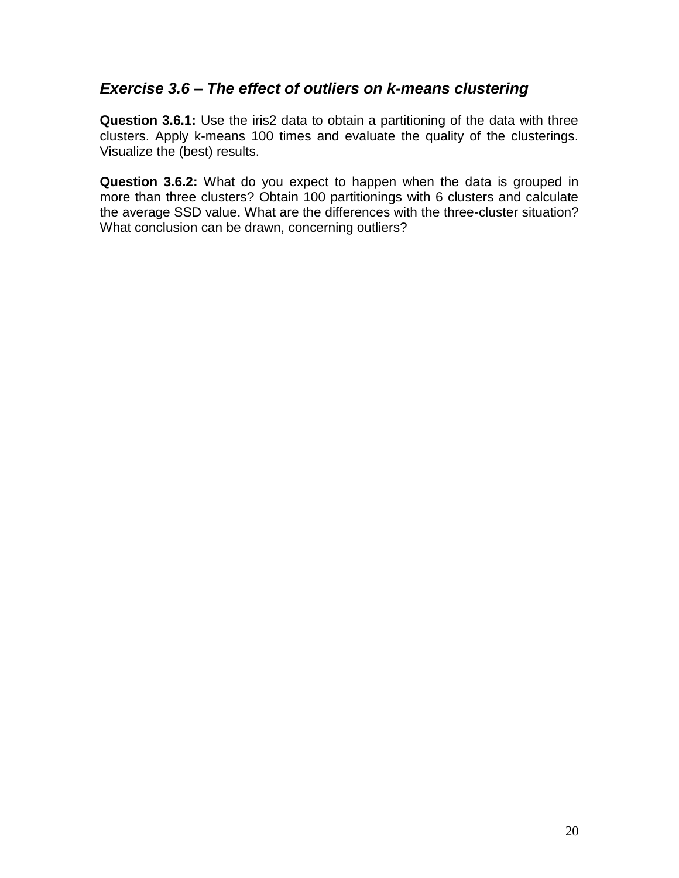### *Exercise 3.6 – The effect of outliers on k-means clustering*

**Question 3.6.1:** Use the iris2 data to obtain a partitioning of the data with three clusters. Apply k-means 100 times and evaluate the quality of the clusterings. Visualize the (best) results.

**Question 3.6.2:** What do you expect to happen when the data is grouped in more than three clusters? Obtain 100 partitionings with 6 clusters and calculate the average SSD value. What are the differences with the three-cluster situation? What conclusion can be drawn, concerning outliers?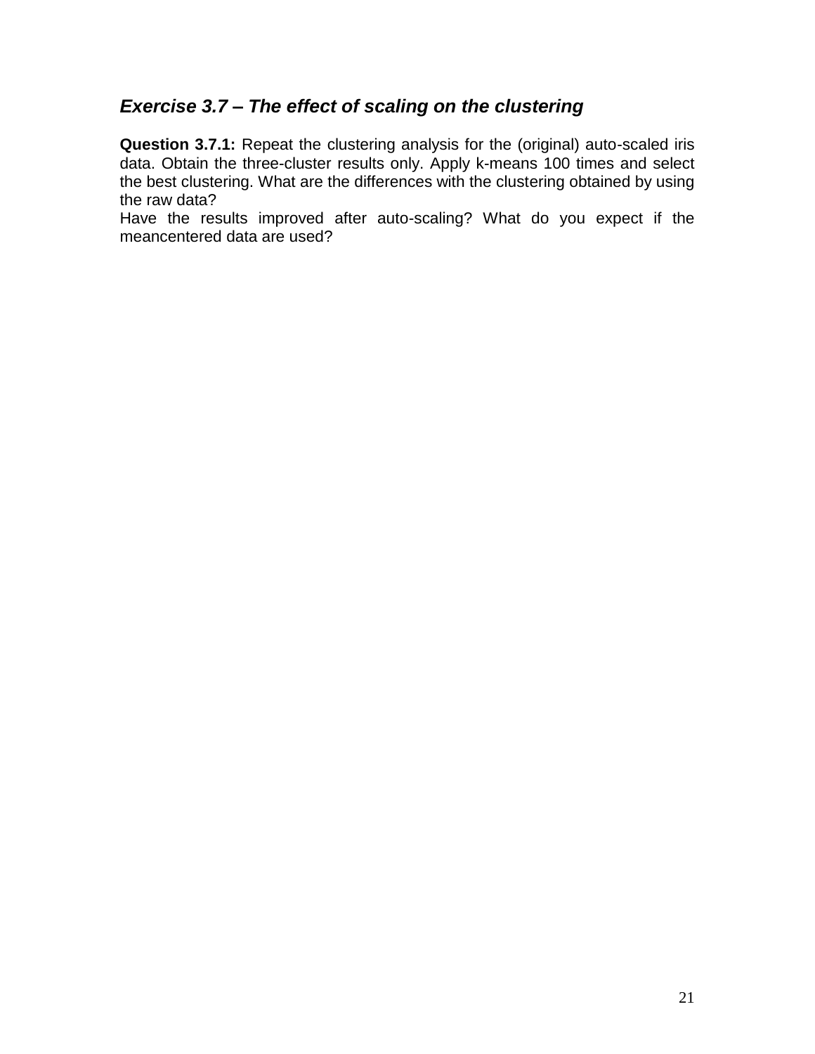## *Exercise 3.7 – The effect of scaling on the clustering*

**Question 3.7.1:** Repeat the clustering analysis for the (original) auto-scaled iris data. Obtain the three-cluster results only. Apply k-means 100 times and select the best clustering. What are the differences with the clustering obtained by using the raw data?
Have the results improved after auto-scaling? What do you expect if the meancentered data are used?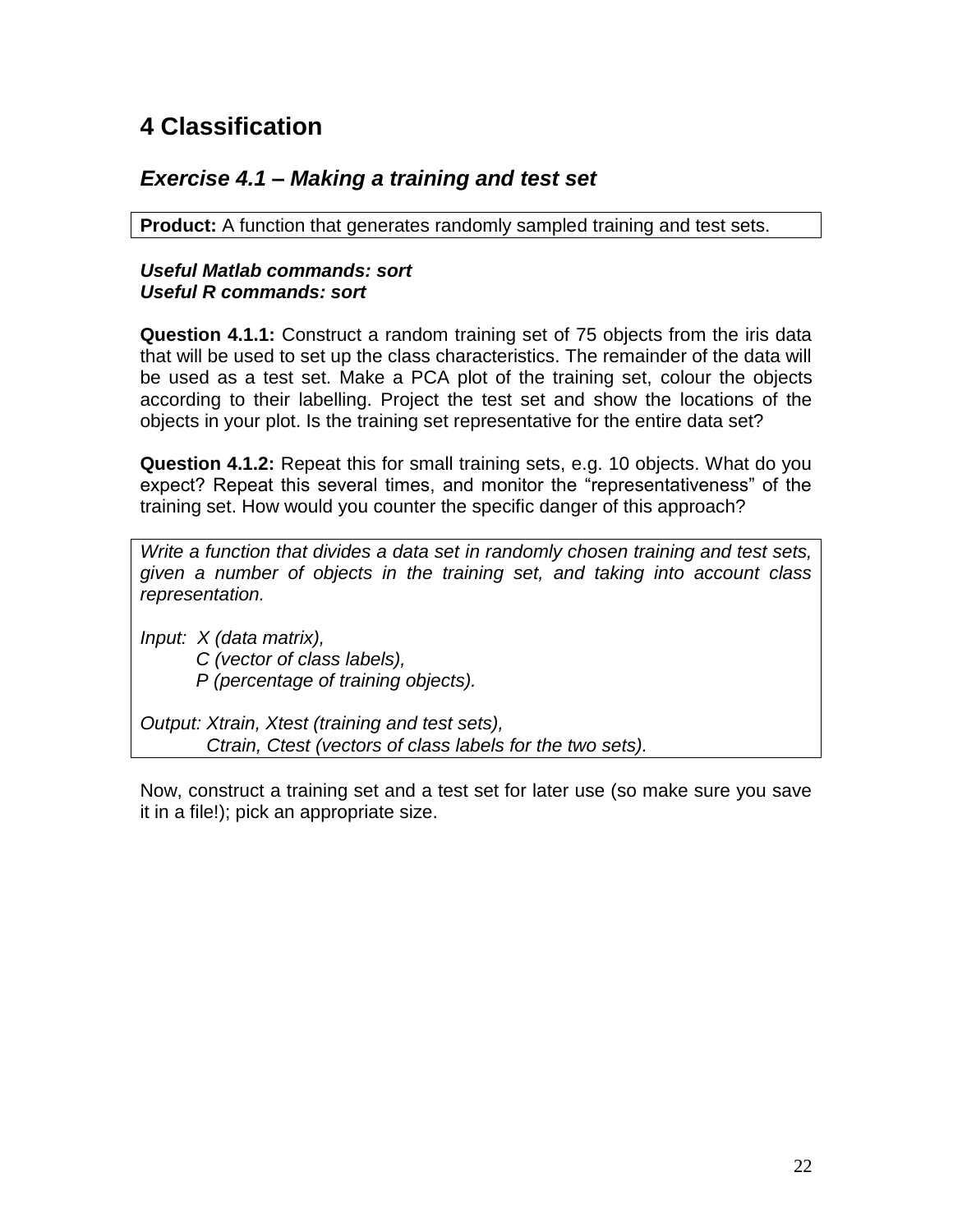# 4 Classification

## *Exercise 4.1 – Making a training and test set*

**Product:** A function that generates randomly sampled training and test sets.

***Useful Matlab commands: sort***
***Useful R commands: sort***

**Question 4.1.1:** Construct a random training set of 75 objects from the iris data that will be used to set up the class characteristics. The remainder of the data will be used as a test set. Make a PCA plot of the training set, colour the objects according to their labelling. Project the test set and show the locations of the objects in your plot. Is the training set representative for the entire data set?

**Question 4.1.2:** Repeat this for small training sets, e.g. 10 objects. What do you expect? Repeat this several times, and monitor the "representativeness" of the training set. How would you counter the specific danger of this approach?

*Write a function that divides a data set in randomly chosen training and test sets, given a number of objects in the training set, and taking into account class representation.*

*Input: X (data matrix),*
*C (vector of class labels),*
*P (percentage of training objects).*

*Output: Xtrain, Xtest (training and test sets),*
*Ctrain, Ctest (vectors of class labels for the two sets).*

Now, construct a training set and a test set for later use (so make sure you save it in a file!); pick an appropriate size.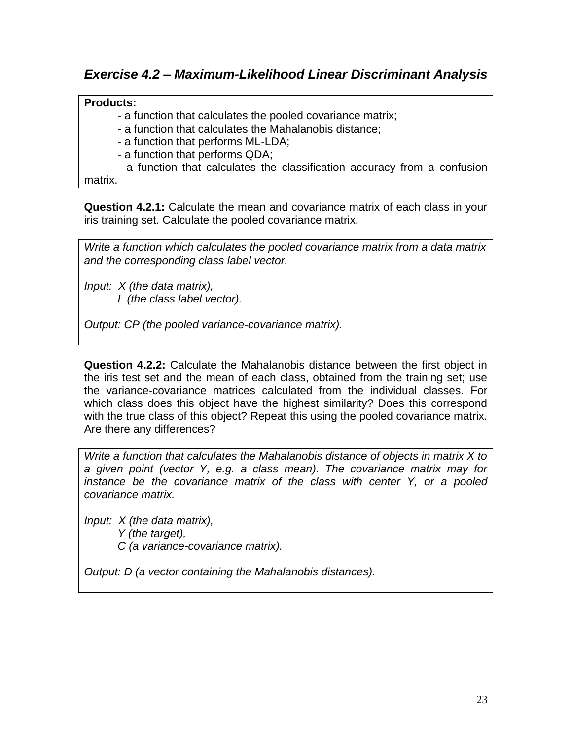### *Exercise 4.2 – Maximum-Likelihood Linear Discriminant Analysis*

**Products:**

- a function that calculates the pooled covariance matrix;
- a function that calculates the Mahalanobis distance;
- a function that performs ML-LDA;
- a function that performs QDA;
- a function that calculates the classification accuracy from a confusion matrix.

**Question 4.2.1:** Calculate the mean and covariance matrix of each class in your iris training set. Calculate the pooled covariance matrix.

*Write a function which calculates the pooled covariance matrix from a data matrix and the corresponding class label vector.*

*Input: X (the data matrix),*
*L (the class label vector).*

*Output: CP (the pooled variance-covariance matrix).*

**Question 4.2.2:** Calculate the Mahalanobis distance between the first object in the iris test set and the mean of each class, obtained from the training set; use the variance-covariance matrices calculated from the individual classes. For which class does this object have the highest similarity? Does this correspond with the true class of this object? Repeat this using the pooled covariance matrix. Are there any differences?

*Write a function that calculates the Mahalanobis distance of objects in matrix X to a given point (vector Y, e.g. a class mean). The covariance matrix may for instance be the covariance matrix of the class with center Y, or a pooled covariance matrix.*

*Input: X (the data matrix),*
*Y (the target),*
*C (a variance-covariance matrix).*

*Output: D (a vector containing the Mahalanobis distances).*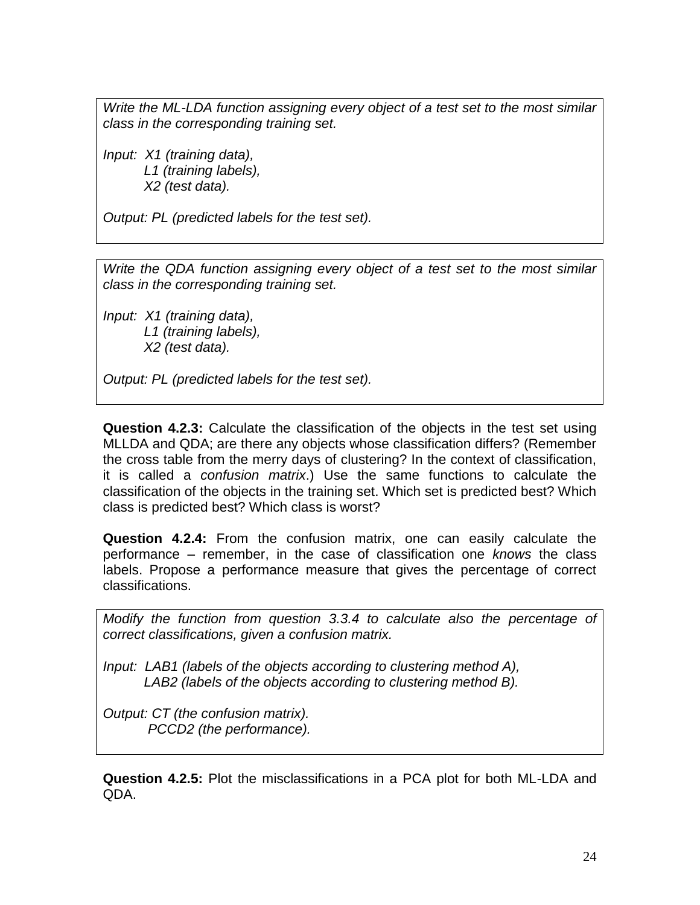*Write the ML-LDA function assigning every object of a test set to the most similar class in the corresponding training set.*

*Input: X1 (training data),*
*L1 (training labels),*
*X2 (test data).*

*Output: PL (predicted labels for the test set).*

*Write the QDA function assigning every object of a test set to the most similar class in the corresponding training set.*

*Input: X1 (training data),*
*L1 (training labels),*
*X2 (test data).*

*Output: PL (predicted labels for the test set).*

**Question 4.2.3:** Calculate the classification of the objects in the test set using MLLDA and QDA; are there any objects whose classification differs? (Remember the cross table from the merry days of clustering? In the context of classification, it is called a *confusion matrix*.) Use the same functions to calculate the classification of the objects in the training set. Which set is predicted best? Which class is predicted best? Which class is worst?

**Question 4.2.4:** From the confusion matrix, one can easily calculate the performance – remember, in the case of classification one *knows* the class labels. Propose a performance measure that gives the percentage of correct classifications.

*Modify the function from question 3.3.4 to calculate also the percentage of correct classifications, given a confusion matrix.*

*Input: LAB1 (labels of the objects according to clustering method A),*
*LAB2 (labels of the objects according to clustering method B).*

*Output: CT (the confusion matrix).*
*PCCD2 (the performance).*

**Question 4.2.5:** Plot the misclassifications in a PCA plot for both ML-LDA and QDA.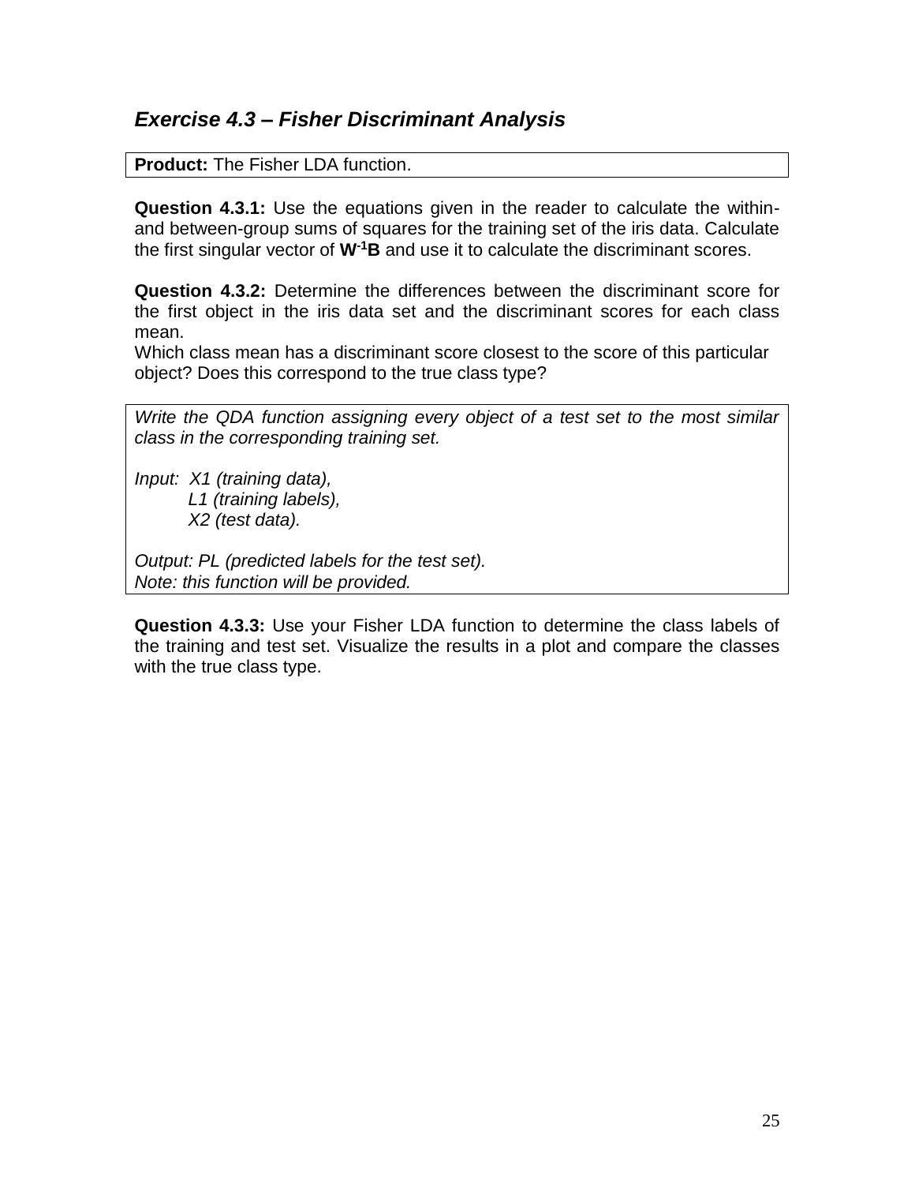### *Exercise 4.3 – Fisher Discriminant Analysis*

**Product:** The Fisher LDA function.

**Question 4.3.1:** Use the equations given in the reader to calculate the within- and between-group sums of squares for the training set of the iris data. Calculate the first singular vector of $\mathbf{W^{-1}B}$ and use it to calculate the discriminant scores.

**Question 4.3.2:** Determine the differences between the discriminant score for the first object in the iris data set and the discriminant scores for each class mean.
Which class mean has a discriminant score closest to the score of this particular object? Does this correspond to the true class type?

*Write the QDA function assigning every object of a test set to the most similar class in the corresponding training set.*

*Input: X1 (training data),*
*L1 (training labels),*
*X2 (test data).*

*Output: PL (predicted labels for the test set).*
*Note: this function will be provided.*

**Question 4.3.3:** Use your Fisher LDA function to determine the class labels of the training and test set. Visualize the results in a plot and compare the classes with the true class type.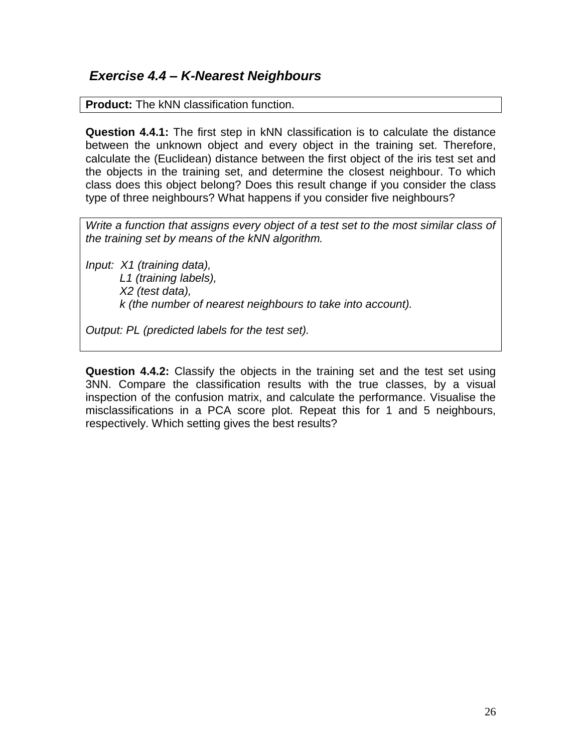## *Exercise 4.4 – K-Nearest Neighbours*

**Product:** The kNN classification function.

**Question 4.4.1:** The first step in kNN classification is to calculate the distance between the unknown object and every object in the training set. Therefore, calculate the (Euclidean) distance between the first object of the iris test set and the objects in the training set, and determine the closest neighbour. To which class does this object belong? Does this result change if you consider the class type of three neighbours? What happens if you consider five neighbours?

*Write a function that assigns every object of a test set to the most similar class of the training set by means of the kNN algorithm.*

*Input: X1 (training data),*
*L1 (training labels),*
*X2 (test data),*
*k (the number of nearest neighbours to take into account).*

*Output: PL (predicted labels for the test set).*

**Question 4.4.2:** Classify the objects in the training set and the test set using 3NN. Compare the classification results with the true classes, by a visual inspection of the confusion matrix, and calculate the performance. Visualise the misclassifications in a PCA score plot. Repeat this for 1 and 5 neighbours, respectively. Which setting gives the best results?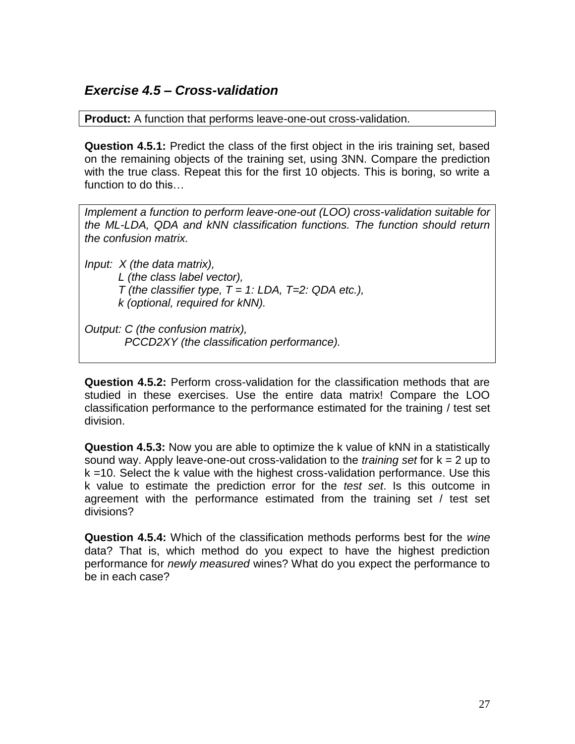### *Exercise 4.5 – Cross-validation*

**Product:** A function that performs leave-one-out cross-validation.

**Question 4.5.1:** Predict the class of the first object in the iris training set, based on the remaining objects of the training set, using 3NN. Compare the prediction with the true class. Repeat this for the first 10 objects. This is boring, so write a function to do this…

*Implement a function to perform leave-one-out (LOO) cross-validation suitable for the ML-LDA, QDA and kNN classification functions. The function should return the confusion matrix.*

*Input: X (the data matrix),*
*L (the class label vector),*
*T (the classifier type, T = 1: LDA, T=2: QDA etc.),*
*k (optional, required for kNN).*

*Output: C (the confusion matrix),*
*PCCD2XY (the classification performance).*

**Question 4.5.2:** Perform cross-validation for the classification methods that are studied in these exercises. Use the entire data matrix! Compare the LOO classification performance to the performance estimated for the training / test set division.

**Question 4.5.3:** Now you are able to optimize the k value of kNN in a statistically sound way. Apply leave-one-out cross-validation to the *training set* for k = 2 up to k =10. Select the k value with the highest cross-validation performance. Use this k value to estimate the prediction error for the *test set*. Is this outcome in agreement with the performance estimated from the training set / test set divisions?

**Question 4.5.4:** Which of the classification methods performs best for the *wine* data? That is, which method do you expect to have the highest prediction performance for *newly measured* wines? What do you expect the performance to be in each case?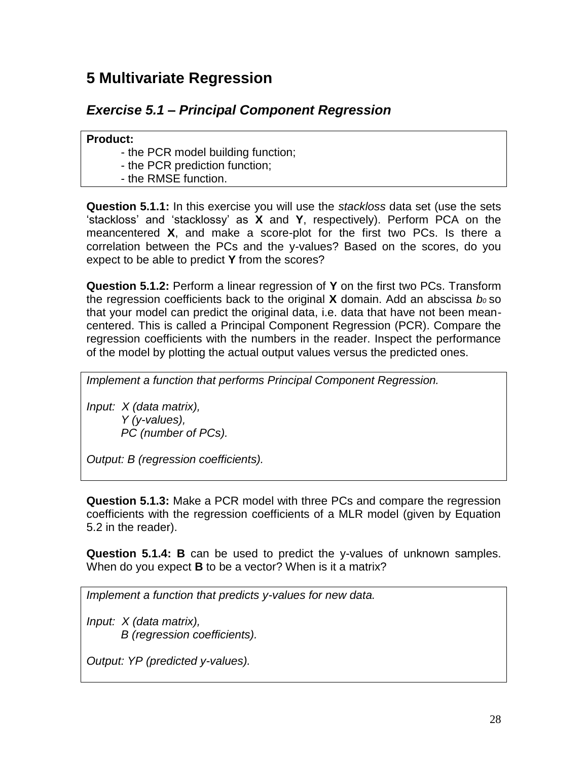# 5 Multivariate Regression

## *Exercise 5.1 – Principal Component Regression*

**Product:**

- the PCR model building function;
- the PCR prediction function;
- the RMSE function.

**Question 5.1.1:** In this exercise you will use the *stackloss* data set (use the sets 'stackloss' and 'stacklossy' as **X** and **Y**, respectively). Perform PCA on the meancentered **X**, and make a score-plot for the first two PCs. Is there a correlation between the PCs and the y-values? Based on the scores, do you expect to be able to predict **Y** from the scores?

**Question 5.1.2:** Perform a linear regression of **Y** on the first two PCs. Transform the regression coefficients back to the original **X** domain. Add an abscissa $b_0$ so that your model can predict the original data, i.e. data that have not been mean-centered. This is called a Principal Component Regression (PCR). Compare the regression coefficients with the numbers in the reader. Inspect the performance of the model by plotting the actual output values versus the predicted ones.

*Implement a function that performs Principal Component Regression.*

*Input: X (data matrix),*
*Y (y-values),*
*PC (number of PCs).*

*Output: B (regression coefficients).*

**Question 5.1.3:** Make a PCR model with three PCs and compare the regression coefficients with the regression coefficients of a MLR model (given by Equation 5.2 in the reader).

**Question 5.1.4: B** can be used to predict the y-values of unknown samples. When do you expect **B** to be a vector? When is it a matrix?

*Implement a function that predicts y-values for new data.*

*Input: X (data matrix),*
*B (regression coefficients).*

*Output: YP (predicted y-values).*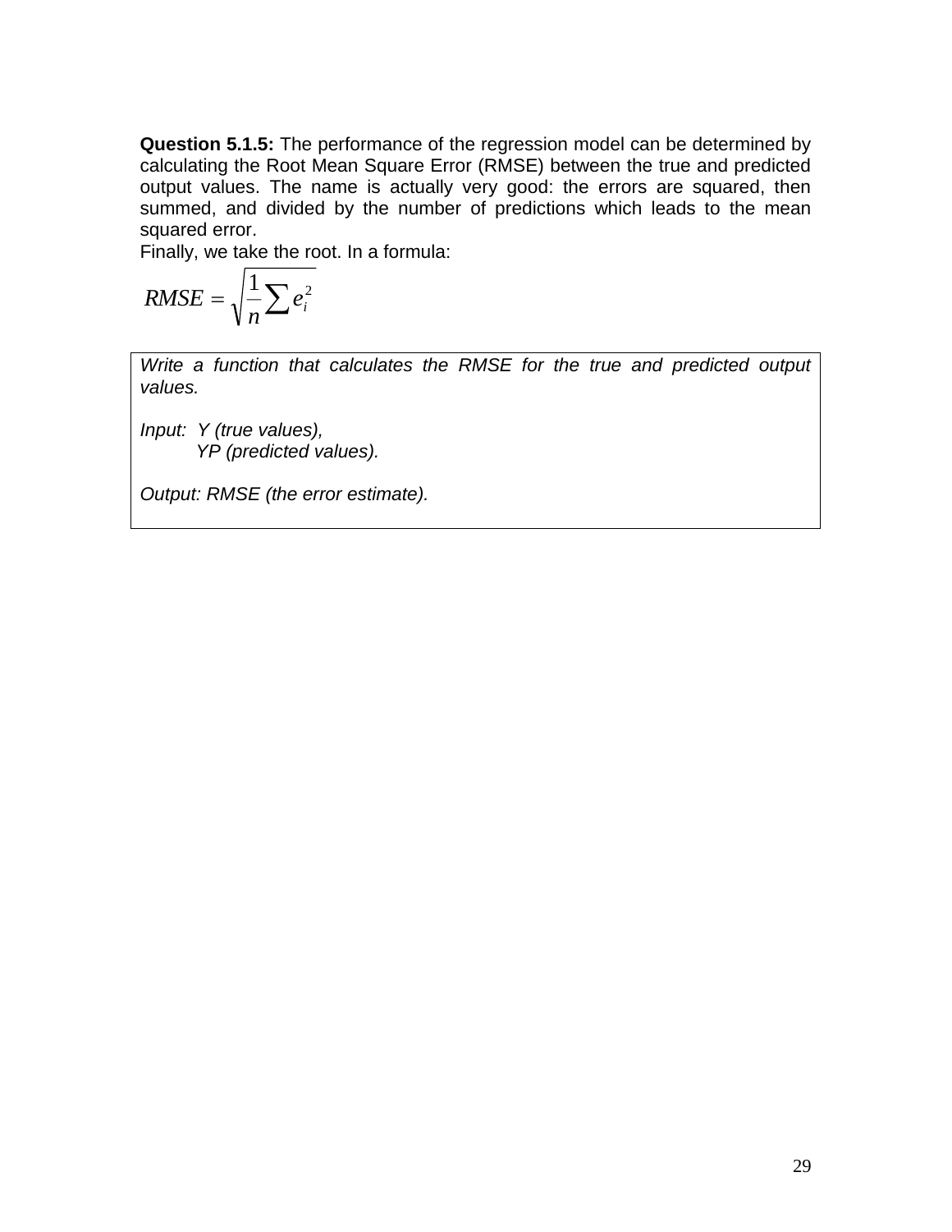**Question 5.1.5:** The performance of the regression model can be determined by calculating the Root Mean Square Error (RMSE) between the true and predicted output values. The name is actually very good: the errors are squared, then summed, and divided by the number of predictions which leads to the mean squared error.
Finally, we take the root. In a formula:

$$RMSE = \sqrt{\frac{1}{n}\sum e_i^2}$$

*Write a function that calculates the RMSE for the true and predicted output values.*

*Input: Y (true values),*
*YP (predicted values).*

*Output: RMSE (the error estimate).*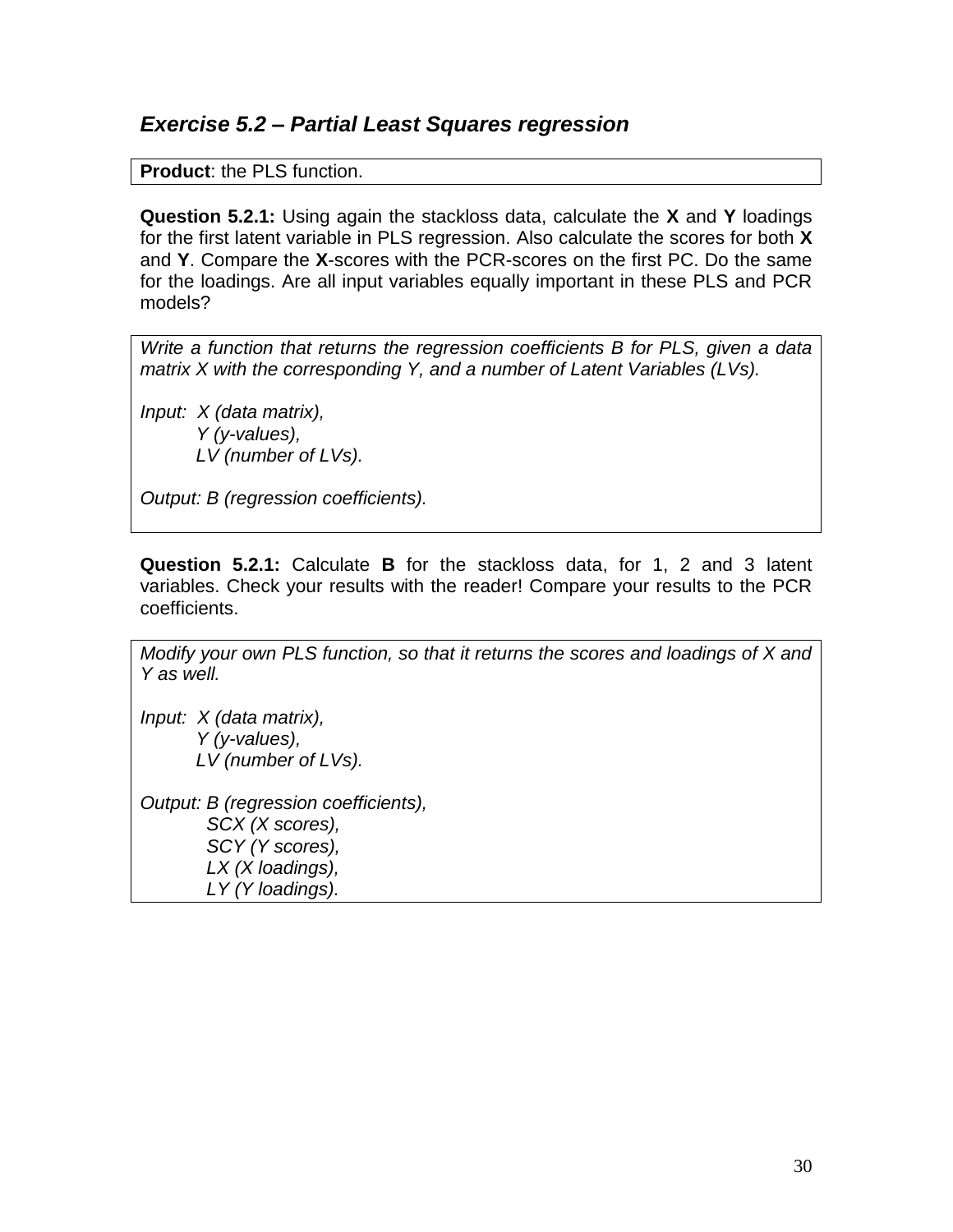### *Exercise 5.2 – Partial Least Squares regression*

| **Product**: the PLS function. |
|---|

**Question 5.2.1:** Using again the stackloss data, calculate the **X** and **Y** loadings for the first latent variable in PLS regression. Also calculate the scores for both **X** and **Y**. Compare the **X**-scores with the PCR-scores on the first PC. Do the same for the loadings. Are all input variables equally important in these PLS and PCR models?

*Write a function that returns the regression coefficients B for PLS, given a data matrix X with the corresponding Y, and a number of Latent Variables (LVs).*

*Input: X (data matrix),*
*Y (y-values),*
*LV (number of LVs).*

*Output: B (regression coefficients).*

**Question 5.2.1:** Calculate **B** for the stackloss data, for 1, 2 and 3 latent variables. Check your results with the reader! Compare your results to the PCR coefficients.

*Modify your own PLS function, so that it returns the scores and loadings of X and Y as well.*

*Input: X (data matrix),*
*Y (y-values),*
*LV (number of LVs).*

*Output: B (regression coefficients),*
*SCX (X scores),*
*SCY (Y scores),*
*LX (X loadings),*
*LY (Y loadings).*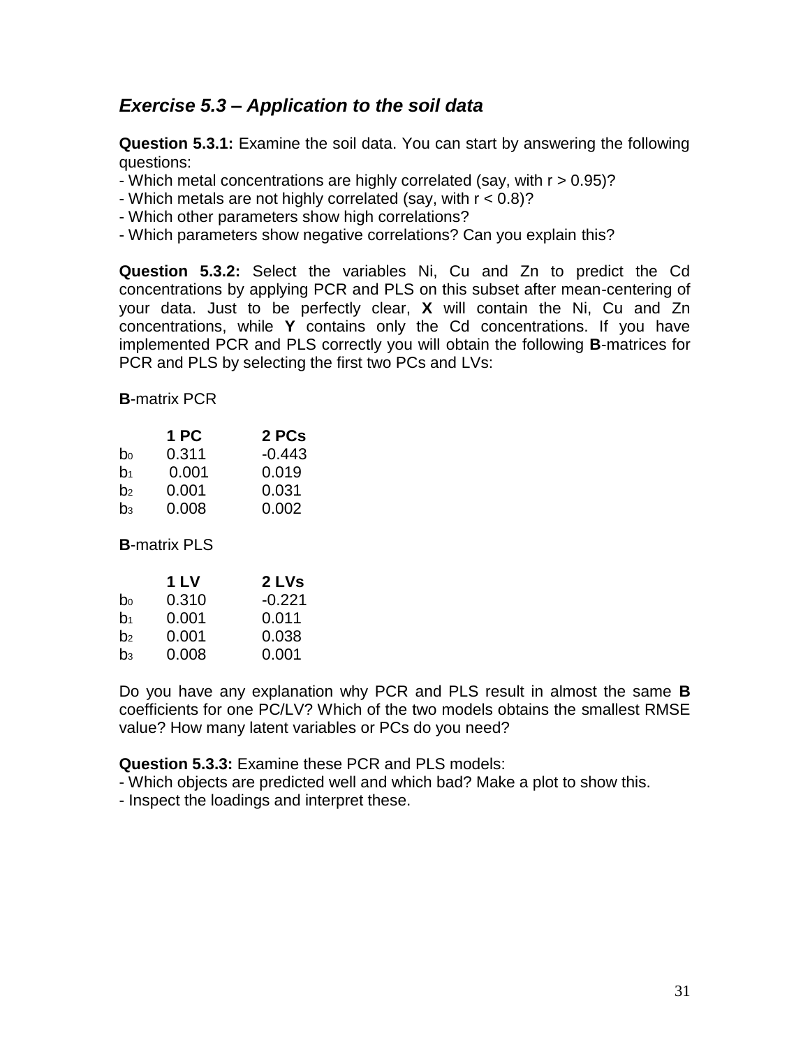### *Exercise 5.3 – Application to the soil data*

**Question 5.3.1:** Examine the soil data. You can start by answering the following questions:

- Which metal concentrations are highly correlated (say, with $r > 0.95$)?
- Which metals are not highly correlated (say, with $r < 0.8$)?
- Which other parameters show high correlations?
- Which parameters show negative correlations? Can you explain this?

**Question 5.3.2:** Select the variables Ni, Cu and Zn to predict the Cd concentrations by applying PCR and PLS on this subset after mean-centering of your data. Just to be perfectly clear, **X** will contain the Ni, Cu and Zn concentrations, while **Y** contains only the Cd concentrations. If you have implemented PCR and PLS correctly you will obtain the following **B**-matrices for PCR and PLS by selecting the first two PCs and LVs:

**B**-matrix PCR

| | **1 PC** | **2 PCs** |
|---|---|---|
| $b_0$ | 0.311 | -0.443 |
| $b_1$ | 0.001 | 0.019 |
| $b_2$ | 0.001 | 0.031 |
| $b_3$ | 0.008 | 0.002 |

**B**-matrix PLS

| | **1 LV** | **2 LVs** |
|---|---|---|
| $b_0$ | 0.310 | -0.221 |
| $b_1$ | 0.001 | 0.011 |
| $b_2$ | 0.001 | 0.038 |
| $b_3$ | 0.008 | 0.001 |

Do you have any explanation why PCR and PLS result in almost the same **B** coefficients for one PC/LV? Which of the two models obtains the smallest RMSE value? How many latent variables or PCs do you need?

**Question 5.3.3:** Examine these PCR and PLS models:

- Which objects are predicted well and which bad? Make a plot to show this.
- Inspect the loadings and interpret these.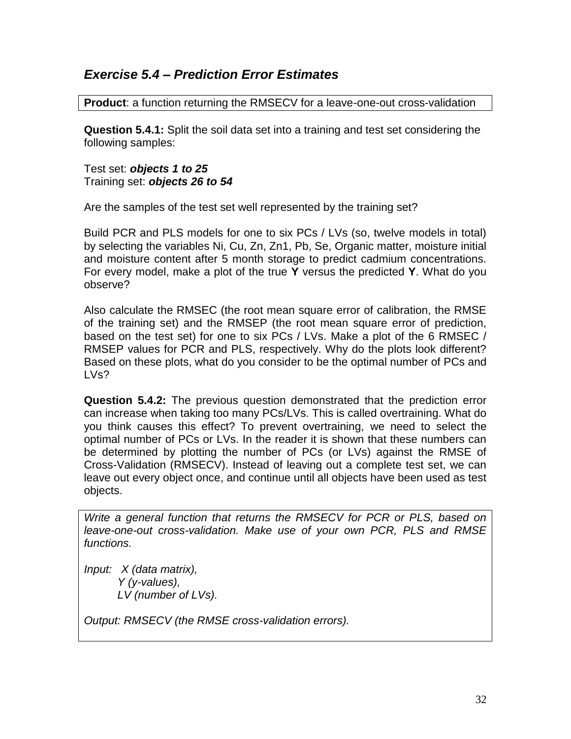## *Exercise 5.4 – Prediction Error Estimates*

**Product**: a function returning the RMSECV for a leave-one-out cross-validation

**Question 5.4.1:** Split the soil data set into a training and test set considering the following samples:

Test set: ***objects 1 to 25***
Training set: ***objects 26 to 54***

Are the samples of the test set well represented by the training set?

Build PCR and PLS models for one to six PCs / LVs (so, twelve models in total) by selecting the variables Ni, Cu, Zn, Zn1, Pb, Se, Organic matter, moisture initial and moisture content after 5 month storage to predict cadmium concentrations. For every model, make a plot of the true **Y** versus the predicted **Y**. What do you observe?

Also calculate the RMSEC (the root mean square error of calibration, the RMSE of the training set) and the RMSEP (the root mean square error of prediction, based on the test set) for one to six PCs / LVs. Make a plot of the 6 RMSEC / RMSEP values for PCR and PLS, respectively. Why do the plots look different? Based on these plots, what do you consider to be the optimal number of PCs and LVs?

**Question 5.4.2:** The previous question demonstrated that the prediction error can increase when taking too many PCs/LVs. This is called overtraining. What do you think causes this effect? To prevent overtraining, we need to select the optimal number of PCs or LVs. In the reader it is shown that these numbers can be determined by plotting the number of PCs (or LVs) against the RMSE of Cross-Validation (RMSECV). Instead of leaving out a complete test set, we can leave out every object once, and continue until all objects have been used as test objects.

*Write a general function that returns the RMSECV for PCR or PLS, based on leave-one-out cross-validation. Make use of your own PCR, PLS and RMSE functions.*

*Input: X (data matrix),*
*Y (y-values),*
*LV (number of LVs).*

*Output: RMSECV (the RMSE cross-validation errors).*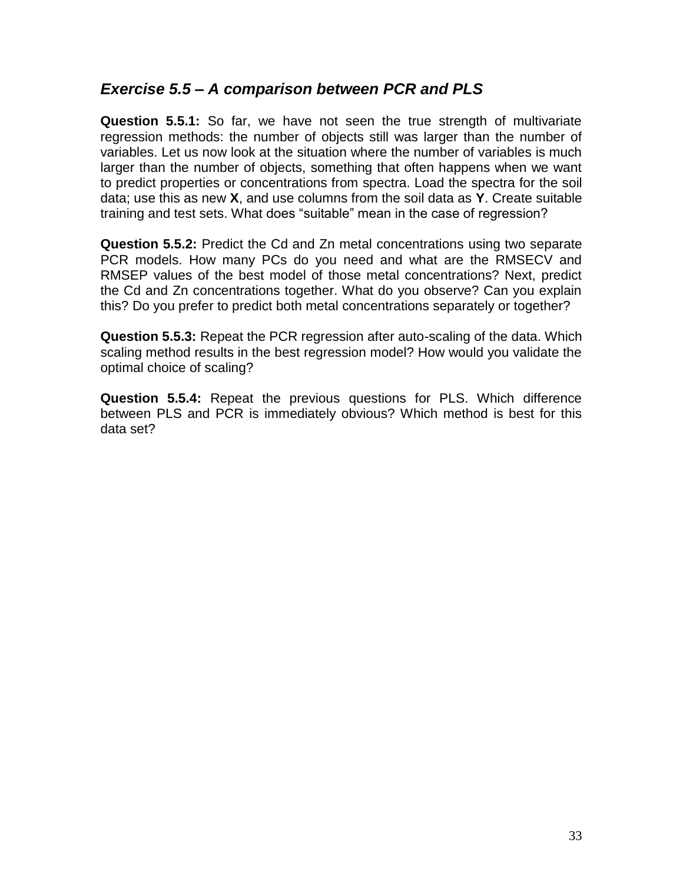### *Exercise 5.5 – A comparison between PCR and PLS*

**Question 5.5.1:** So far, we have not seen the true strength of multivariate regression methods: the number of objects still was larger than the number of variables. Let us now look at the situation where the number of variables is much larger than the number of objects, something that often happens when we want to predict properties or concentrations from spectra. Load the spectra for the soil data; use this as new **X**, and use columns from the soil data as **Y**. Create suitable training and test sets. What does "suitable" mean in the case of regression?

**Question 5.5.2:** Predict the Cd and Zn metal concentrations using two separate PCR models. How many PCs do you need and what are the RMSECV and RMSEP values of the best model of those metal concentrations? Next, predict the Cd and Zn concentrations together. What do you observe? Can you explain this? Do you prefer to predict both metal concentrations separately or together?

**Question 5.5.3:** Repeat the PCR regression after auto-scaling of the data. Which scaling method results in the best regression model? How would you validate the optimal choice of scaling?

**Question 5.5.4:** Repeat the previous questions for PLS. Which difference between PLS and PCR is immediately obvious? Which method is best for this data set?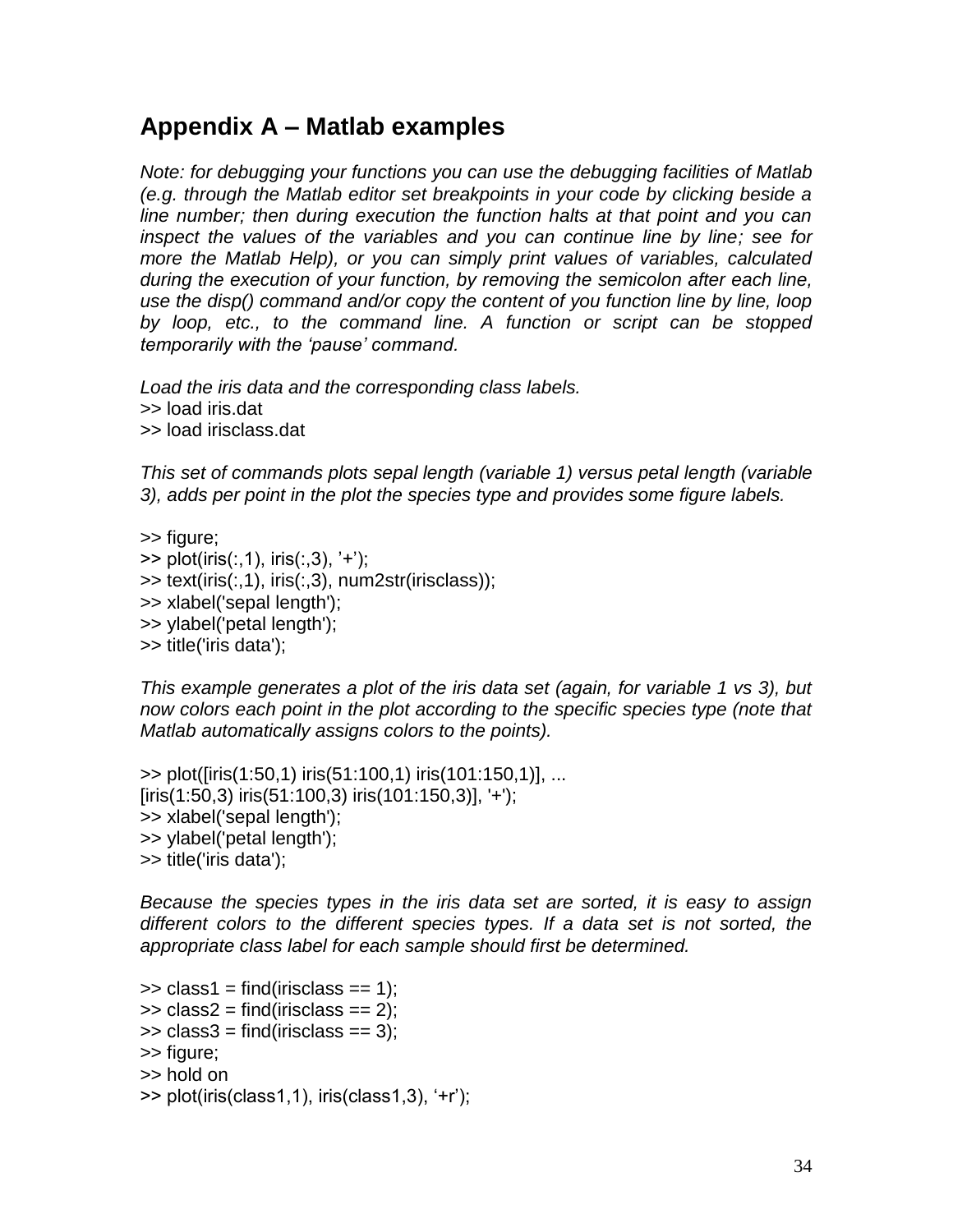## Appendix A – Matlab examples

*Note: for debugging your functions you can use the debugging facilities of Matlab (e.g. through the Matlab editor set breakpoints in your code by clicking beside a line number; then during execution the function halts at that point and you can inspect the values of the variables and you can continue line by line; see for more the Matlab Help), or you can simply print values of variables, calculated during the execution of your function, by removing the semicolon after each line, use the disp() command and/or copy the content of you function line by line, loop by loop, etc., to the command line. A function or script can be stopped temporarily with the 'pause' command.*

*Load the iris data and the corresponding class labels.*

```
>> load iris.dat
>> load irisclass.dat
```

*This set of commands plots sepal length (variable 1) versus petal length (variable 3), adds per point in the plot the species type and provides some figure labels.*

```
>> figure;
>> plot(iris(:,1), iris(:,3), '+');
>> text(iris(:,1), iris(:,3), num2str(irisclass));
>> xlabel('sepal length');
>> ylabel('petal length');
>> title('iris data');
```

*This example generates a plot of the iris data set (again, for variable 1 vs 3), but now colors each point in the plot according to the specific species type (note that Matlab automatically assigns colors to the points).*

```
>> plot([iris(1:50,1) iris(51:100,1) iris(101:150,1)], ...
[iris(1:50,3) iris(51:100,3) iris(101:150,3)], '+');
>> xlabel('sepal length');
>> ylabel('petal length');
>> title('iris data');
```

*Because the species types in the iris data set are sorted, it is easy to assign different colors to the different species types. If a data set is not sorted, the appropriate class label for each sample should first be determined.*

```
>> class1 = find(irisclass == 1);
>> class2 = find(irisclass == 2);
>> class3 = find(irisclass == 3);
>> figure;
>> hold on
>> plot(iris(class1,1), iris(class1,3), '+r');
```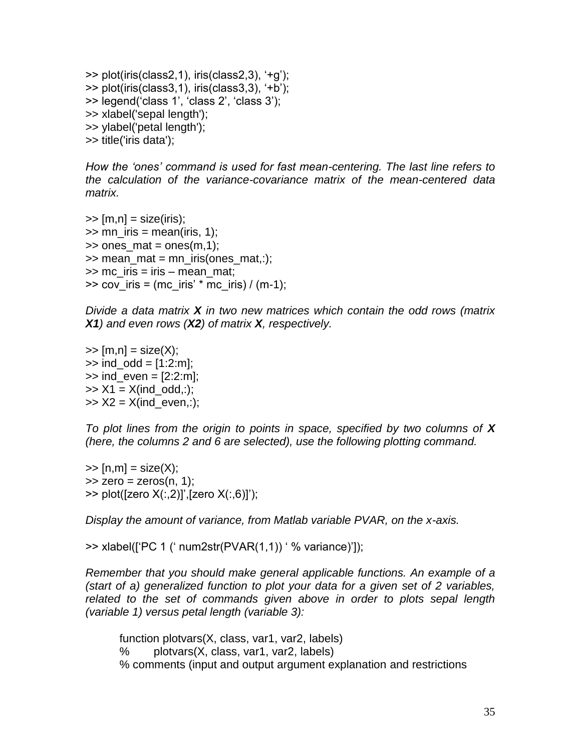```
>> plot(iris(class2,1), iris(class2,3), '+g');
>> plot(iris(class3,1), iris(class3,3), '+b');
>> legend('class 1', 'class 2', 'class 3');
>> xlabel('sepal length');
>> ylabel('petal length');
>> title('iris data');
```

*How the 'ones' command is used for fast mean-centering. The last line refers to the calculation of the variance-covariance matrix of the mean-centered data matrix.*

```
>> [m,n] = size(iris);
>> mn_iris = mean(iris, 1);
>> ones_mat = ones(m,1);
>> mean_mat = mn_iris(ones_mat,:);
>> mc_iris = iris – mean_mat;
>> cov_iris = (mc_iris' * mc_iris) / (m-1);
```

*Divide a data matrix **X** in two new matrices which contain the odd rows (matrix **X1**) and even rows (**X2**) of matrix **X**, respectively.*

```
>> [m,n] = size(X);
>> ind_odd = [1:2:m];
>> ind_even = [2:2:m];
>> X1 = X(ind_odd,:);
>> X2 = X(ind_even,:);
```

*To plot lines from the origin to points in space, specified by two columns of **X** (here, the columns 2 and 6 are selected), use the following plotting command.*

```
>> [n,m] = size(X);
>> zero = zeros(n, 1);
>> plot([zero X(:,2)]',[zero X(:,6)]');
```

*Display the amount of variance, from Matlab variable PVAR, on the x-axis.*

```
>> xlabel(['PC 1 (' num2str(PVAR(1,1)) ' % variance)']);
```

*Remember that you should make general applicable functions. An example of a (start of a) generalized function to plot your data for a given set of 2 variables, related to the set of commands given above in order to plots sepal length (variable 1) versus petal length (variable 3):*

```
function plotvars(X, class, var1, var2, labels)
%       plotvars(X, class, var1, var2, labels)
% comments (input and output argument explanation and restrictions
```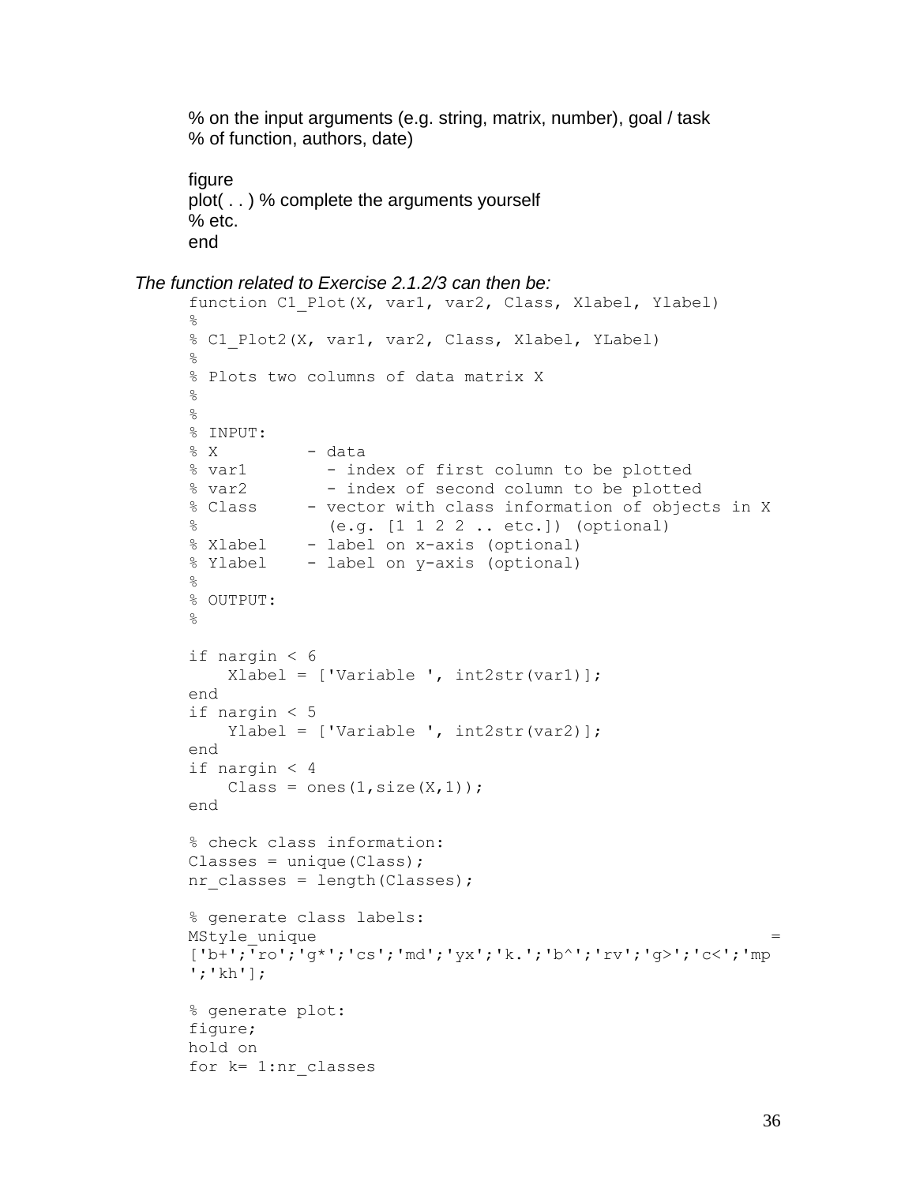```
% on the input arguments (e.g. string, matrix, number), goal / task
% of function, authors, date)

figure
plot( . . ) % complete the arguments yourself
% etc.
end
```

*The function related to Exercise 2.1.2/3 can then be:*

```
function C1_Plot(X, var1, var2, Class, Xlabel, Ylabel)
%
% C1_Plot2(X, var1, var2, Class, Xlabel, YLabel)
%
% Plots two columns of data matrix X
%
%
% INPUT:
% X         - data
% var1        - index of first column to be plotted
% var2        - index of second column to be plotted
% Class     - vector with class information of objects in X
%             (e.g. [1 1 2 2 .. etc.]) (optional)
% Xlabel    - label on x-axis (optional)
% Ylabel    - label on y-axis (optional)
%
% OUTPUT:
%

if nargin < 6
    Xlabel = ['Variable ', int2str(var1)];
end
if nargin < 5
    Ylabel = ['Variable ', int2str(var2)];
end
if nargin < 4
    Class = ones(1,size(X,1));
end

% check class information:
Classes = unique(Class);
nr_classes = length(Classes);

% generate class labels:
MStyle_unique                                                   =
['b+';'ro';'g*';'cs';'md';'yx';'k.';'b^';'rv';'g>';'c<';'mp
';'kh'];

% generate plot:
figure;
hold on
for k= 1:nr_classes
```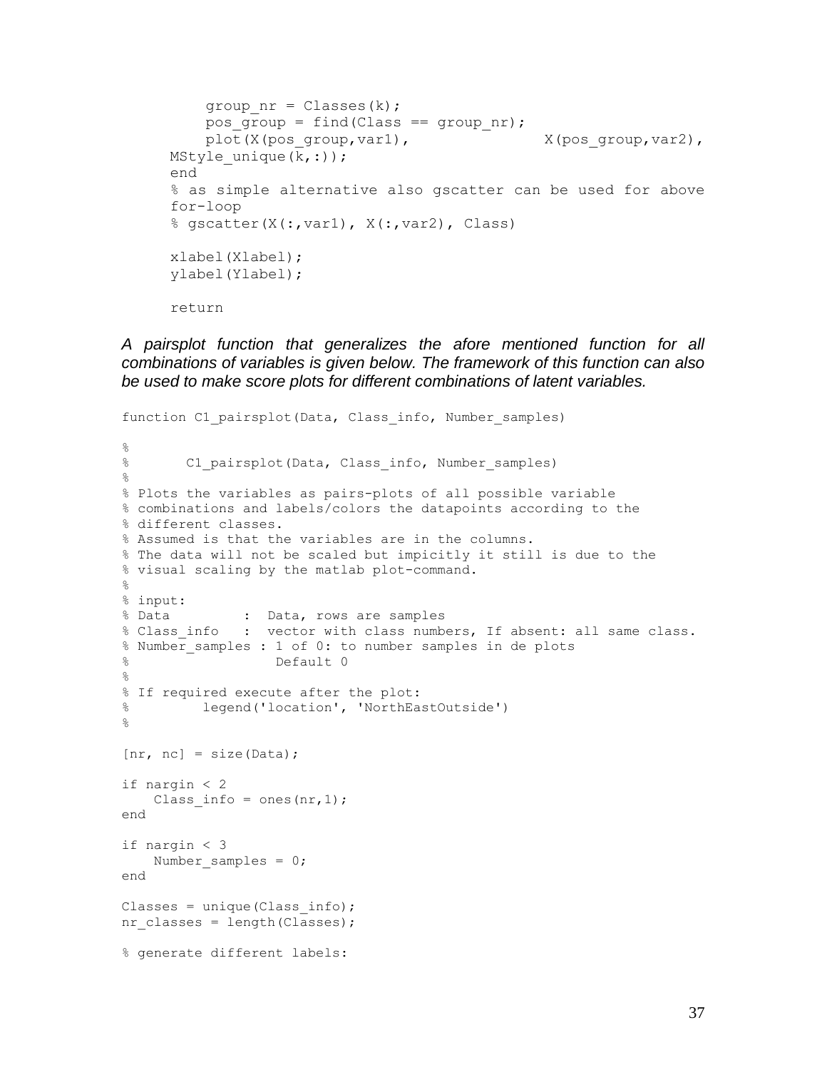```
        group_nr = Classes(k);
        pos_group = find(Class == group_nr);
        plot(X(pos_group,var1),             X(pos_group,var2),
    MStyle_unique(k,:));
    end
    % as simple alternative also gscatter can be used for above
    for-loop
    % gscatter(X(:,var1), X(:,var2), Class)

    xlabel(Xlabel);
    ylabel(Ylabel);

    return
```

*A pairsplot function that generalizes the afore mentioned function for all combinations of variables is given below. The framework of this function can also be used to make score plots for different combinations of latent variables.*

```
function C1_pairsplot(Data, Class_info, Number_samples)

%
%       C1_pairsplot(Data, Class_info, Number_samples)
%
% Plots the variables as pairs-plots of all possible variable
% combinations and labels/colors the datapoints according to the
% different classes.
% Assumed is that the variables are in the columns.
% The data will not be scaled but impicitly it still is due to the
% visual scaling by the matlab plot-command.
%
% input:
% Data          :  Data, rows are samples
% Class_info    :  vector with class numbers, If absent: all same class.
% Number_samples : 1 of 0: to number samples in de plots
%                  Default 0
%
% If required execute after the plot:
%         legend('location', 'NorthEastOutside')
%

[nr, nc] = size(Data);

if nargin < 2
    Class_info = ones(nr,1);
end

if nargin < 3
    Number_samples = 0;
end

Classes = unique(Class_info);
nr_classes = length(Classes);

% generate different labels:
```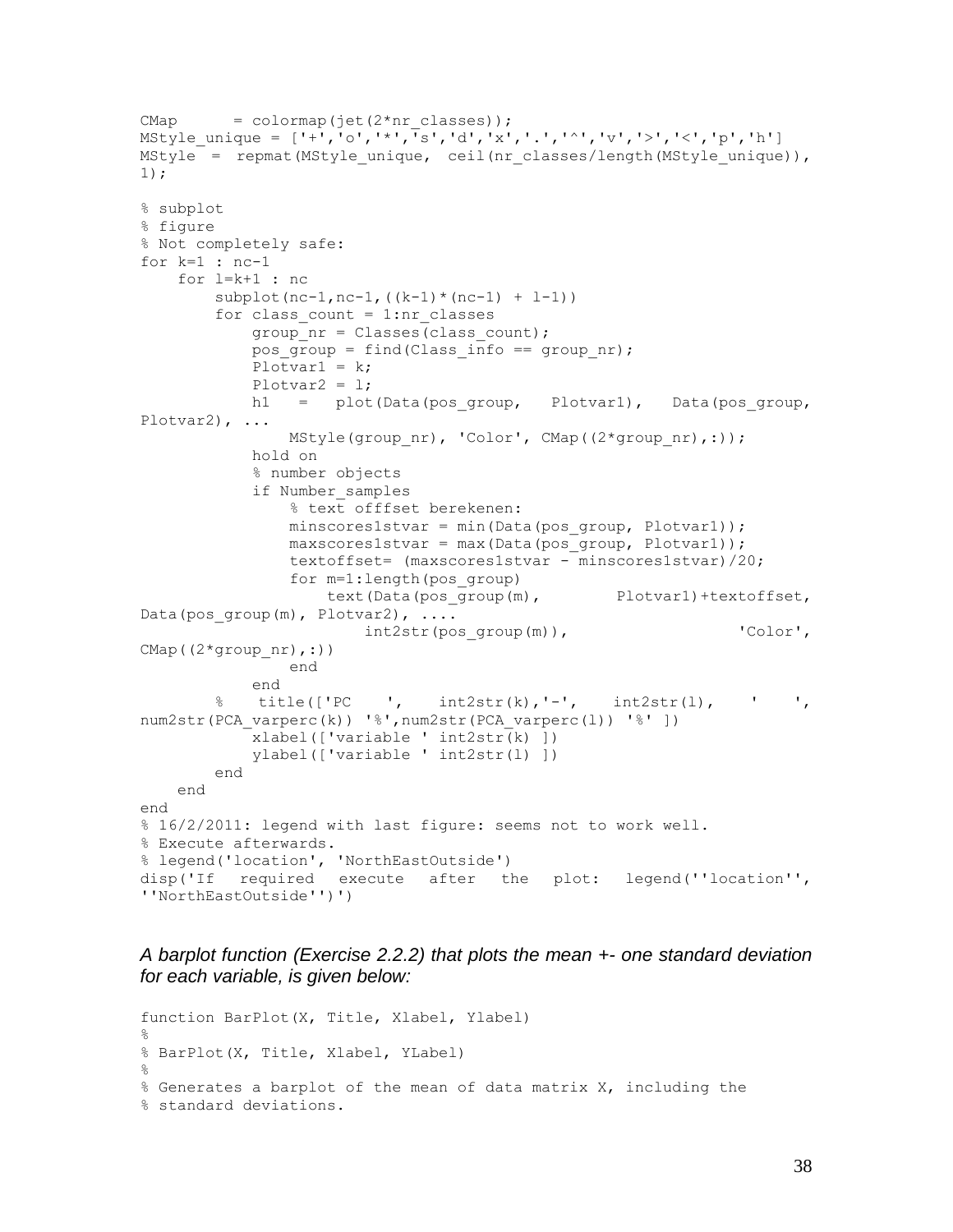```
CMap      = colormap(jet(2*nr_classes));
MStyle_unique = ['+','o','*','s','d','x','.','^','v','>','<','p','h']
MStyle  =  repmat(MStyle_unique,  ceil(nr_classes/length(MStyle_unique)),
1);

% subplot
% figure
% Not completely safe:
for k=1 : nc-1
    for l=k+1 : nc
        subplot(nc-1,nc-1,((k-1)*(nc-1) + l-1))
        for class_count = 1:nr_classes
            group_nr = Classes(class_count);
            pos_group = find(Class_info == group_nr);
            Plotvar1 = k;
            Plotvar2 = l;
            h1   =   plot(Data(pos_group,   Plotvar1),   Data(pos_group,
Plotvar2), ...
                MStyle(group_nr), 'Color', CMap((2*group_nr),:));
            hold on
            % number objects
            if Number_samples
                % text offfset berekenen:
                minscores1stvar = min(Data(pos_group, Plotvar1));
                maxscores1stvar = max(Data(pos_group, Plotvar1));
                textoffset= (maxscores1stvar - minscores1stvar)/20;
                for m=1:length(pos_group)
                    text(Data(pos_group(m),        Plotvar1)+textoffset,
Data(pos_group(m), Plotvar2), ....
                        int2str(pos_group(m)),                  'Color',
CMap((2*group_nr),:))
                end
            end
        %    title(['PC    ',    int2str(k),'-',    int2str(l),    '    ',
num2str(PCA_varperc(k)) '%',num2str(PCA_varperc(l)) '%' ])
            xlabel(['variable ' int2str(k) ])
            ylabel(['variable ' int2str(l) ])
        end
    end
end
% 16/2/2011: legend with last figure: seems not to work well.
% Execute afterwards.
% legend('location', 'NorthEastOutside')
disp('If  required  execute  after  the  plot:  legend(''location'',
''NorthEastOutside'')')
```

*A barplot function (Exercise 2.2.2) that plots the mean +- one standard deviation for each variable, is given below:*

```
function BarPlot(X, Title, Xlabel, Ylabel)
%
% BarPlot(X, Title, Xlabel, YLabel)
%
% Generates a barplot of the mean of data matrix X, including the
% standard deviations.
```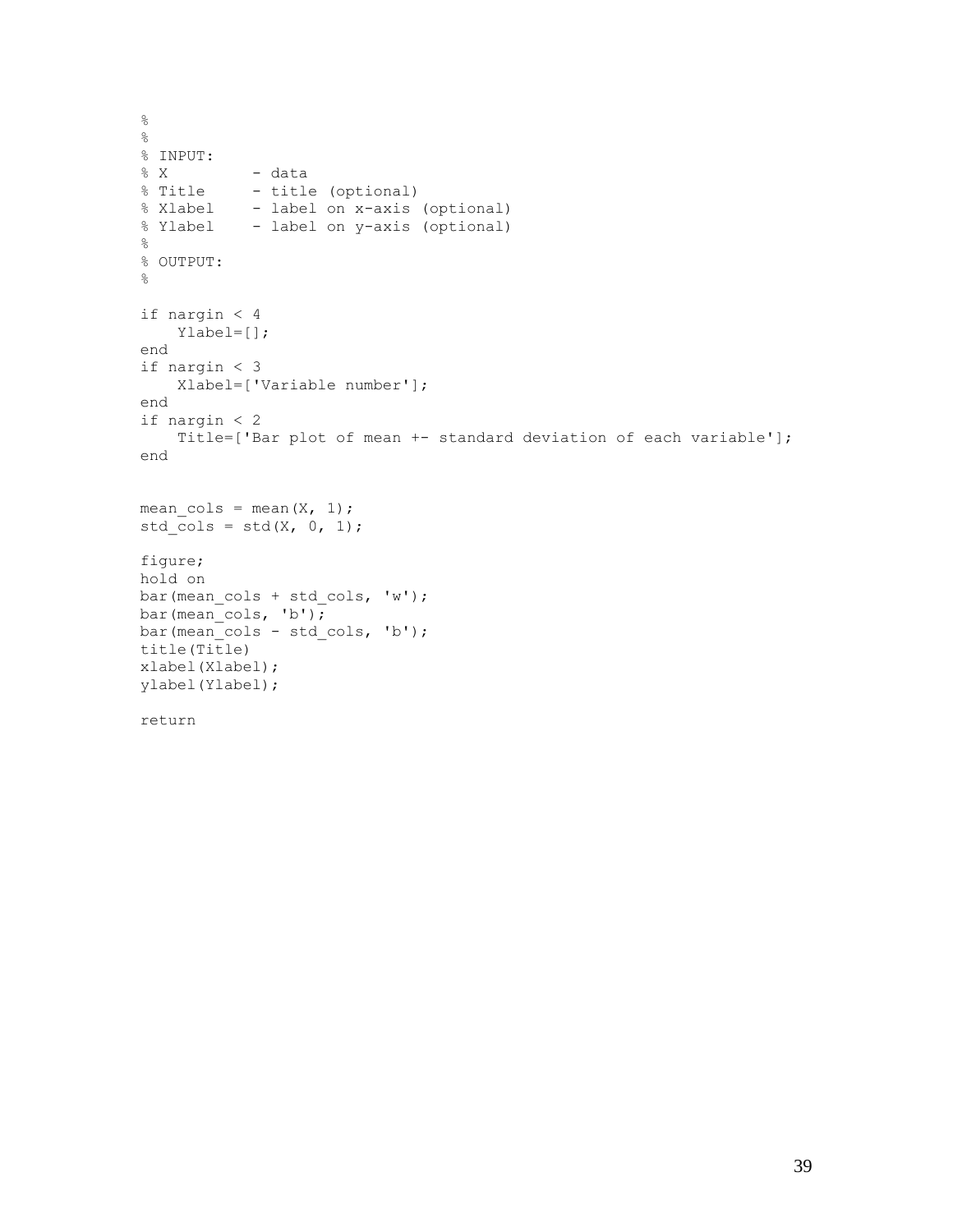```
%
%
% INPUT:
% X         - data
% Title     - title (optional)
% Xlabel    - label on x-axis (optional)
% Ylabel    - label on y-axis (optional)
%
% OUTPUT:
%

if nargin < 4
    Ylabel=[];
end
if nargin < 3
    Xlabel=['Variable number'];
end
if nargin < 2
    Title=['Bar plot of mean +- standard deviation of each variable'];
end


mean_cols = mean(X, 1);
std_cols = std(X, 0, 1);

figure;
hold on
bar(mean_cols + std_cols, 'w');
bar(mean_cols, 'b');
bar(mean_cols - std_cols, 'b');
title(Title)
xlabel(Xlabel);
ylabel(Ylabel);

return
```